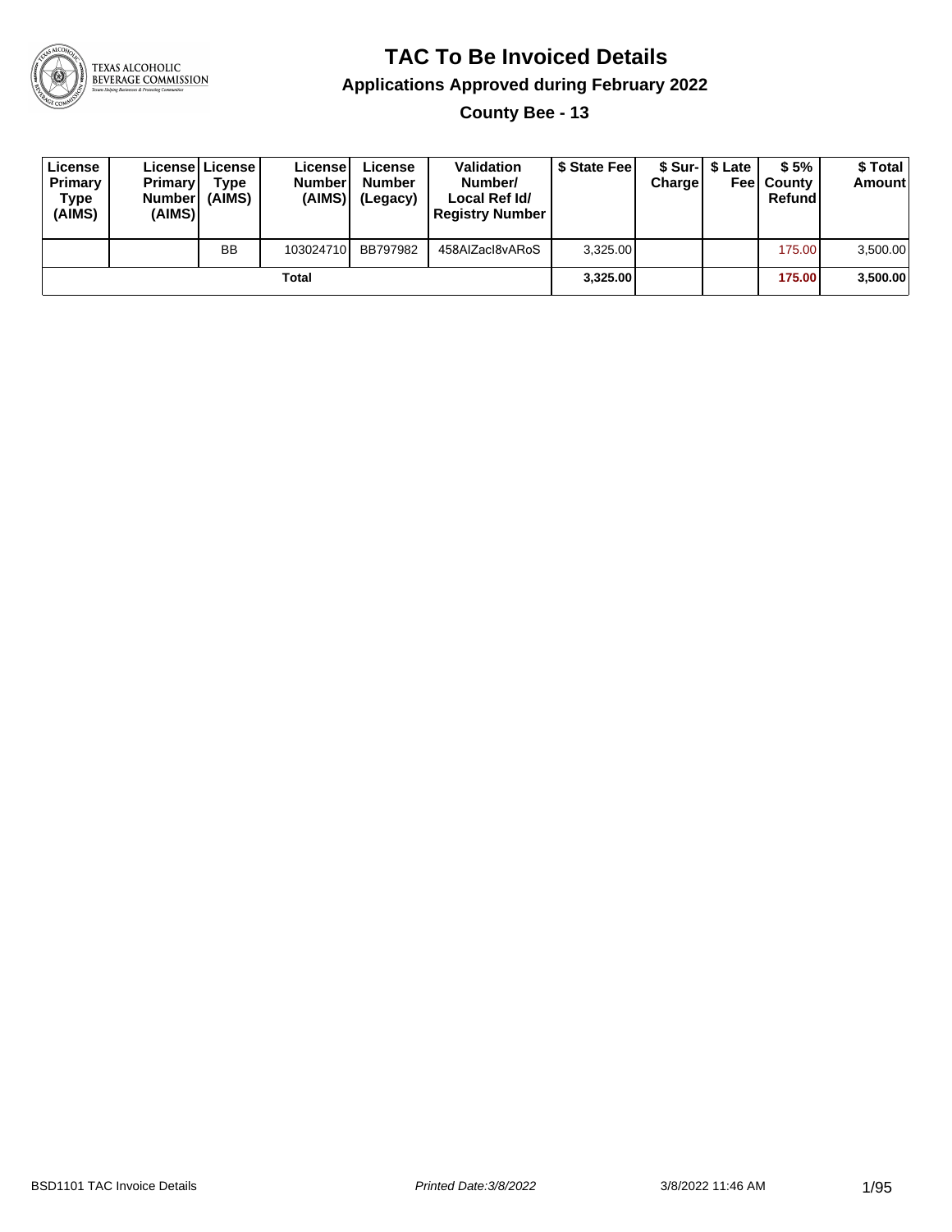# TAC To Be Invoiced Details

## Applications Approved during February 2022

### County Bee - 13

| License Primary Type (AIMS) | License Primary Number (AIMS) | License Type (AIMS) | License Number (AIMS) | License Number (Legacy) | Validation Number/ Local Ref Id/ Registry Number | $ State Fee | $ Sur-Charge | $ Late Fee | $ 5% County Refund | $ Total Amount |
|---|---|---|---|---|---|---|---|---|---|---|
| | | BB | 103024710 | BB797982 | 458AlZacI8vARoS | 3,325.00 | | | 175.00 | 3,500.00 |
| **Total** | | | | | | **3,325.00** | | | **175.00** | **3,500.00** |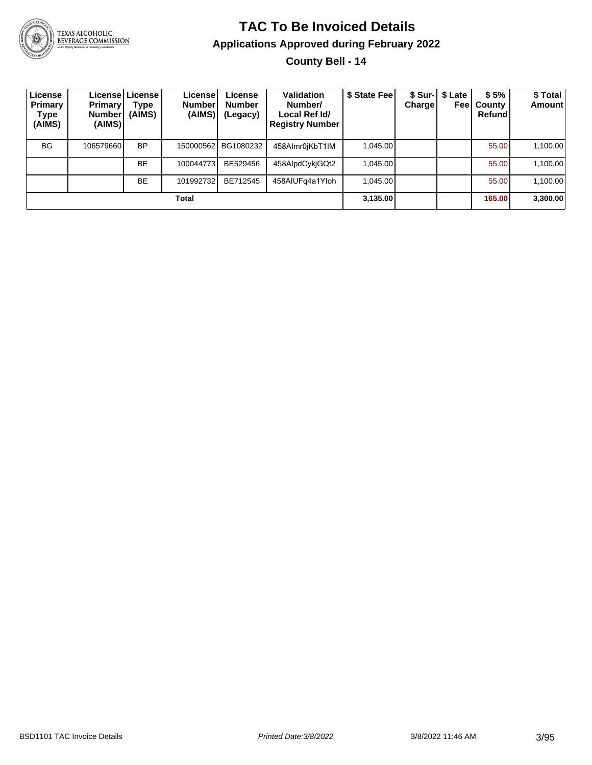# TAC To Be Invoiced Details

## Applications Approved during February 2022

### County Bell - 14

| License Primary Type (AIMS) | License Primary Number (AIMS) | License Type (AIMS) | License Number (AIMS) | License Number (Legacy) | Validation Number/ Local Ref Id/ Registry Number | $ State Fee | $ Sur-Charge | $ Late Fee | $ 5% County Refund | $ Total Amount |
|---|---|---|---|---|---|---|---|---|---|---|
| BG | 106579660 | BP | 150000562 | BG1080232 | 458AImr0jKbT1IM | 1,045.00 | | | 55.00 | 1,100.00 |
| | | BE | 100044773 | BE529456 | 458AIpdCykjGQt2 | 1,045.00 | | | 55.00 | 1,100.00 |
| | | BE | 101992732 | BE712545 | 458AIUFq4a1YIoh | 1,045.00 | | | 55.00 | 1,100.00 |
| **Total** | | | | | | **3,135.00** | | | **165.00** | **3,300.00** |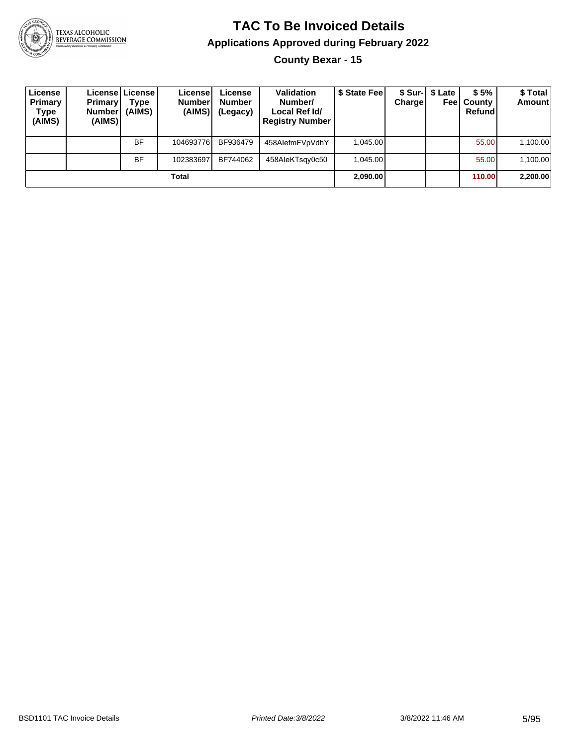# TAC To Be Invoiced Details

## Applications Approved during February 2022

### County Bexar - 15

| License Primary Type (AIMS) | License Primary Number (AIMS) | License Type (AIMS) | License Number (AIMS) | License Number (Legacy) | Validation Number/ Local Ref Id/ Registry Number | $ State Fee | $ Sur-Charge | $ Late Fee | $ 5% County Refund | $ Total Amount |
|---|---|---|---|---|---|---|---|---|---|---|
| | | BF | 104693776 | BF936479 | 458AlefmFVpVdhY | 1,045.00 | | | 55.00 | 1,100.00 |
| | | BF | 102383697 | BF744062 | 458AleKTsqy0c50 | 1,045.00 | | | 55.00 | 1,100.00 |
| **Total** | | | | | | **2,090.00** | | | **110.00** | **2,200.00** |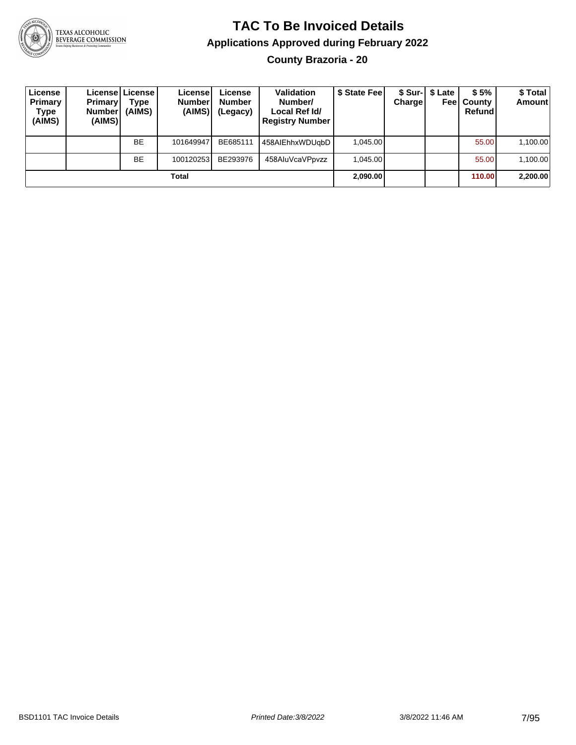# TAC To Be Invoiced Details

## Applications Approved during February 2022

### County Brazoria - 20

| License Primary Type (AIMS) | License Primary Number (AIMS) | License Type (AIMS) | License Number (AIMS) | License Number (Legacy) | Validation Number/ Local Ref Id/ Registry Number | $ State Fee | $ Sur-Charge | $ Late Fee | $ 5% County Refund | $ Total Amount |
|---|---|---|---|---|---|---|---|---|---|---|
| | | BE | 101649947 | BE685111 | 458AIEhhxWDUqbD | 1,045.00 | | | 55.00 | 1,100.00 |
| | | BE | 100120253 | BE293976 | 458AIuVcaVPpvzz | 1,045.00 | | | 55.00 | 1,100.00 |
| | | | **Total** | | | **2,090.00** | | | **110.00** | **2,200.00** |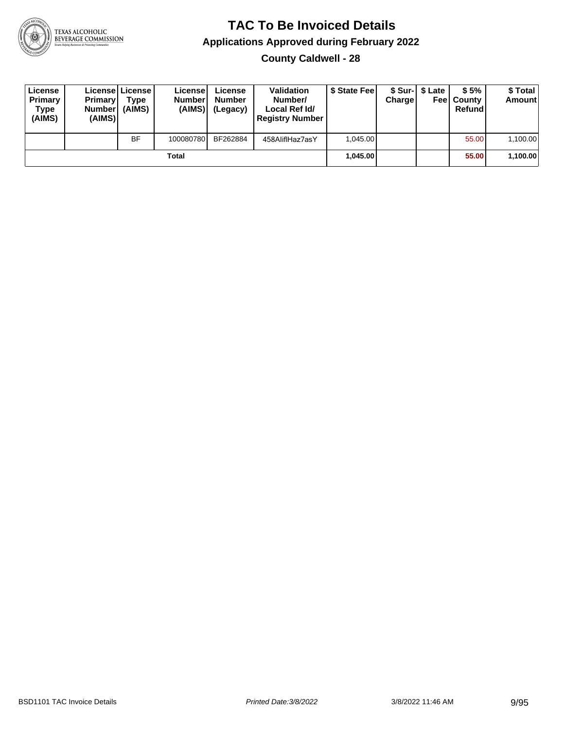# TAC To Be Invoiced Details

## Applications Approved during February 2022

### County Caldwell - 28

| License Primary Type (AIMS) | License Primary Number (AIMS) | License Type (AIMS) | License Number (AIMS) | License Number (Legacy) | Validation Number/ Local Ref Id/ Registry Number | $ State Fee | $ Sur-Charge | $ Late Fee | $ 5% County Refund | $ Total Amount |
|---|---|---|---|---|---|---|---|---|---|---|
| | | BF | 100080780 | BF262884 | 458AlifIHaz7asY | 1,045.00 | | | 55.00 | 1,100.00 |
| | | | **Total** | | | **1,045.00** | | | **55.00** | **1,100.00** |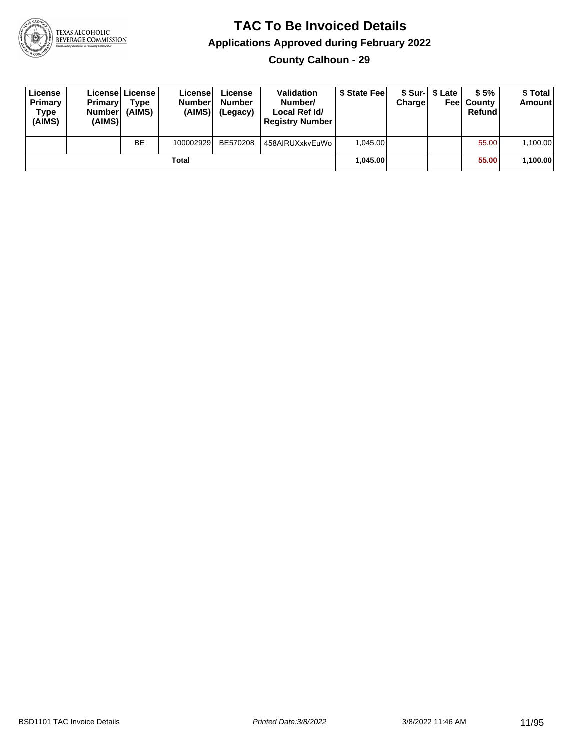# TAC To Be Invoiced Details

## Applications Approved during February 2022

### County Calhoun - 29

| License Primary Type (AIMS) | License Primary Number (AIMS) | License Type (AIMS) | License Number (AIMS) | License Number (Legacy) | Validation Number/ Local Ref Id/ Registry Number | $ State Fee | $ Sur-Charge | $ Late Fee | $ 5% County Refund | $ Total Amount |
|---|---|---|---|---|---|---|---|---|---|---|
| | | BE | 100002929 | BE570208 | 458AIRUXxkvEuWo | 1,045.00 | | | 55.00 | 1,100.00 |
| | | | Total | | | **1,045.00** | | | **55.00** | **1,100.00** |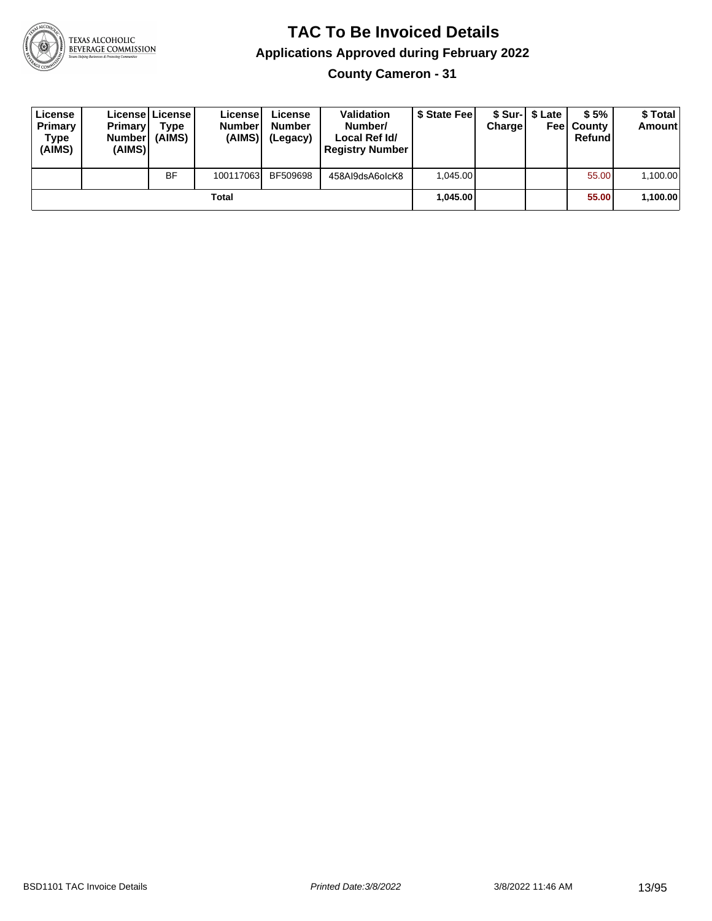# TAC To Be Invoiced Details

## Applications Approved during February 2022

### County Cameron - 31

| License Primary Type (AIMS) | License Primary Number (AIMS) | License Type (AIMS) | License Number (AIMS) | License Number (Legacy) | Validation Number/ Local Ref Id/ Registry Number | $ State Fee | $ Sur-Charge | $ Late Fee | $ 5% County Refund | $ Total Amount |
|---|---|---|---|---|---|---|---|---|---|---|
| | | BF | 100117063 | BF509698 | 458AI9dsA6olcK8 | 1,045.00 | | | 55.00 | 1,100.00 |
| | | | Total | | | **1,045.00** | | | **55.00** | **1,100.00** |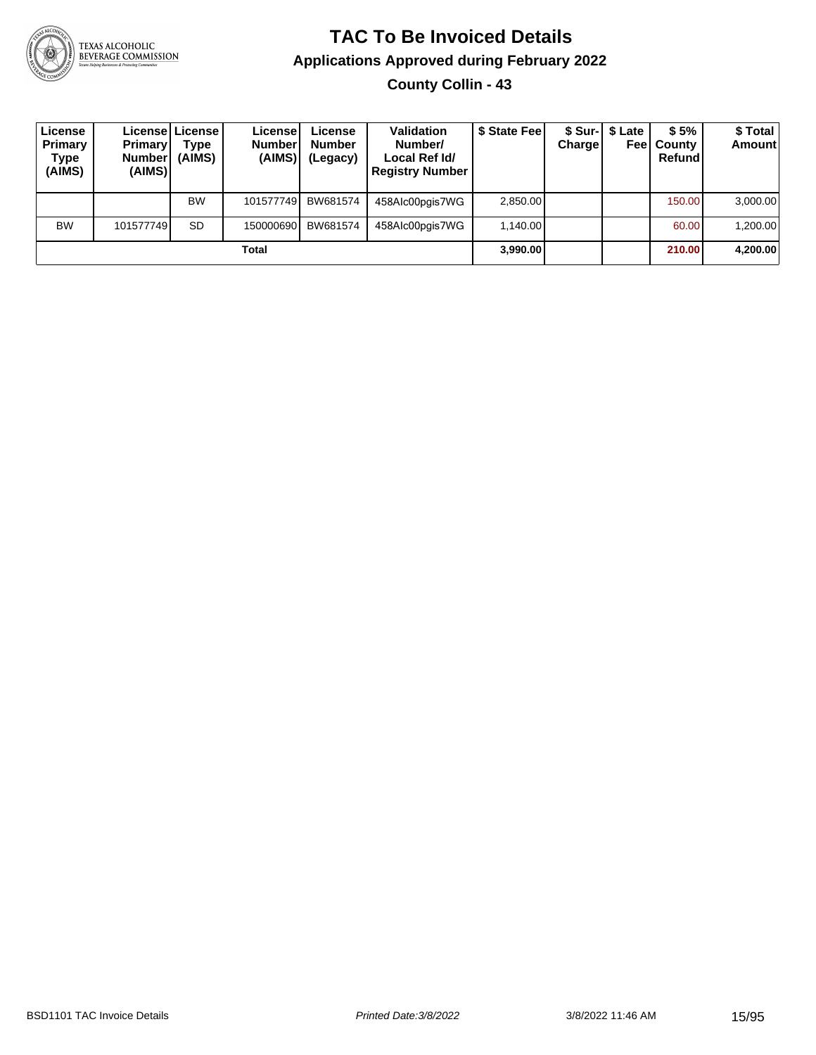# TAC To Be Invoiced Details

## Applications Approved during February 2022

### County Collin - 43

| License Primary Type (AIMS) | License Primary Number (AIMS) | License Type (AIMS) | License Number (AIMS) | License Number (Legacy) | Validation Number/ Local Ref Id/ Registry Number | $ State Fee | $ Sur-Charge | $ Late Fee | $ 5% County Refund | $ Total Amount |
|---|---|---|---|---|---|---|---|---|---|---|
| | | BW | 101577749 | BW681574 | 458AIc00pgis7WG | 2,850.00 | | | 150.00 | 3,000.00 |
| BW | 101577749 | SD | 150000690 | BW681574 | 458AIc00pgis7WG | 1,140.00 | | | 60.00 | 1,200.00 |
| | | | Total | | | 3,990.00 | | | 210.00 | 4,200.00 |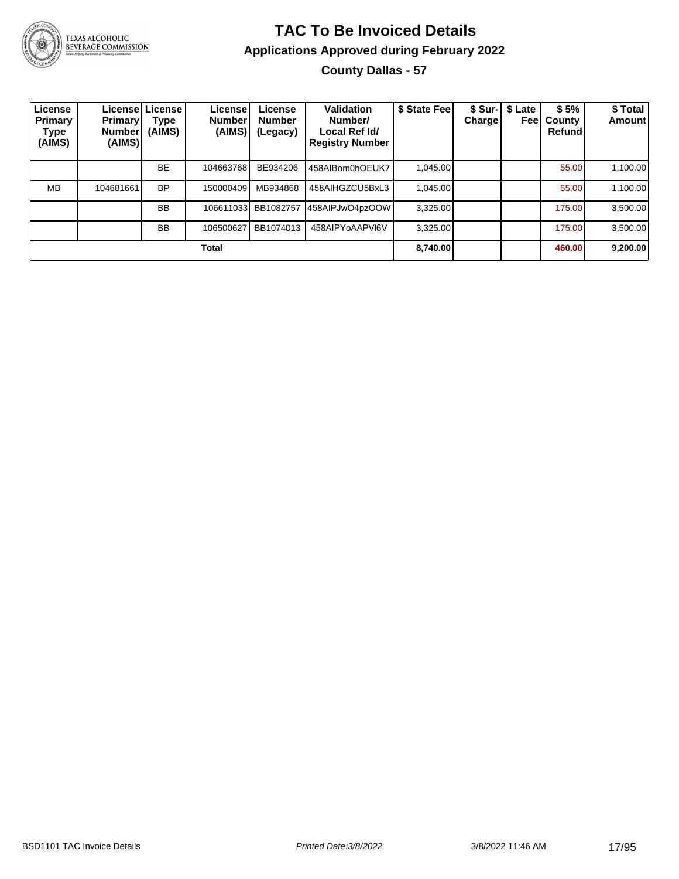# TAC To Be Invoiced Details

## Applications Approved during February 2022

### County Dallas - 57

| License Primary Type (AIMS) | License Primary Number (AIMS) | License Type (AIMS) | License Number (AIMS) | License Number (Legacy) | Validation Number/ Local Ref Id/ Registry Number | $ State Fee | $ Sur-Charge | $ Late Fee | $ 5% County Refund | $ Total Amount |
|---|---|---|---|---|---|---|---|---|---|---|
| | | BE | 104663768 | BE934206 | 458AIBom0hOEUK7 | 1,045.00 | | | 55.00 | 1,100.00 |
| MB | 104681661 | BP | 150000409 | MB934868 | 458AIHGZCU5BxL3 | 1,045.00 | | | 55.00 | 1,100.00 |
| | | BB | 106611033 | BB1082757 | 458AIPJwO4pzOOW | 3,325.00 | | | 175.00 | 3,500.00 |
| | | BB | 106500627 | BB1074013 | 458AIPYoAAPVI6V | 3,325.00 | | | 175.00 | 3,500.00 |
| **Total** | | | | | | **8,740.00** | | | **460.00** | **9,200.00** |

BSD1101 TAC Invoice Details | *Printed Date:3/8/2022* | 3/8/2022 11:46 AM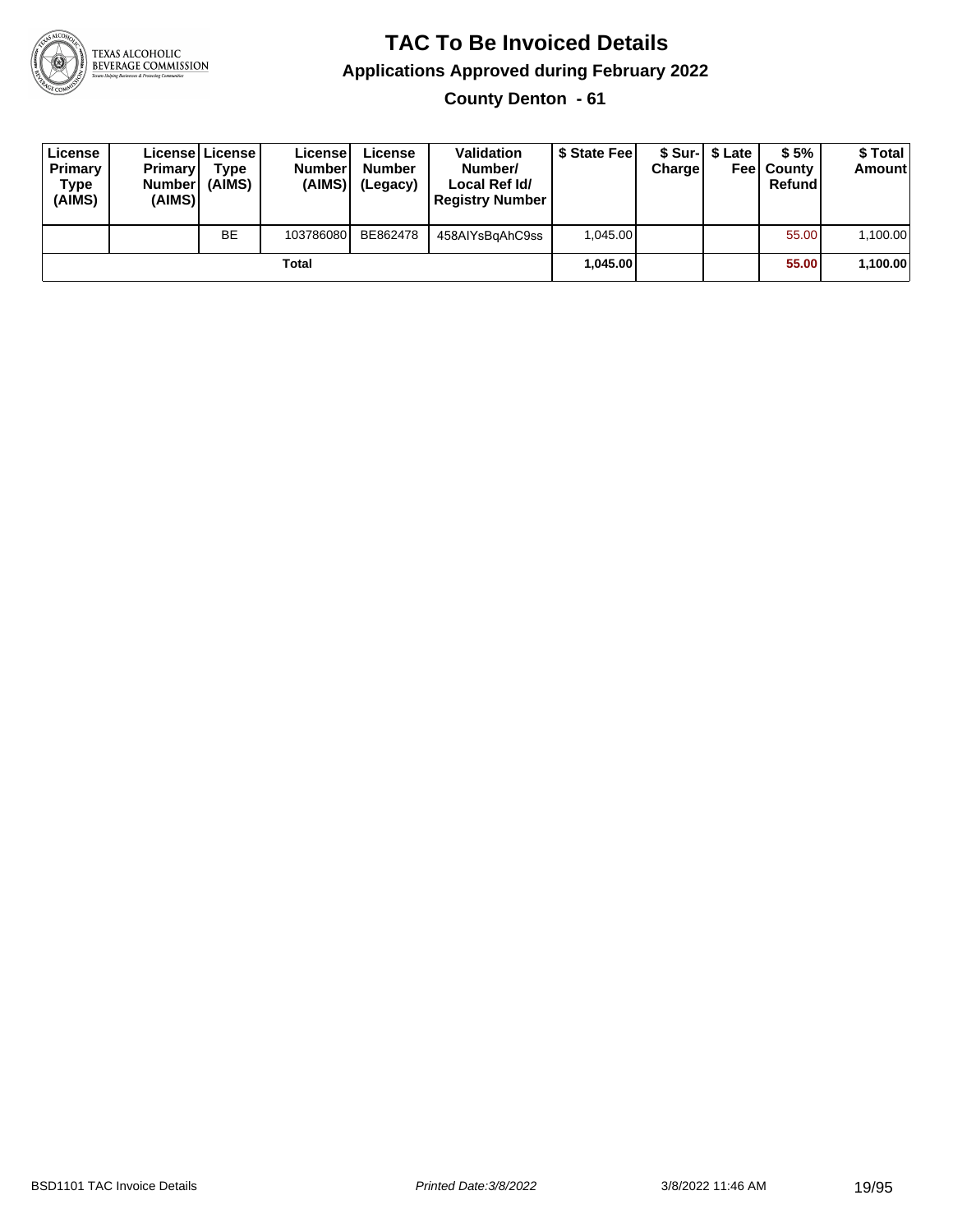# TAC To Be Invoiced Details

## Applications Approved during February 2022

### County Denton - 61

| License Primary Type (AIMS) | License Primary Number (AIMS) | License Type (AIMS) | License Number (AIMS) | License Number (Legacy) | Validation Number/ Local Ref Id/ Registry Number | $ State Fee | $ Sur-Charge | $ Late Fee | $ 5% County Refund | $ Total Amount |
|---|---|---|---|---|---|---|---|---|---|---|
| | | BE | 103786080 | BE862478 | 458AIYsBqAhC9ss | 1,045.00 | | | 55.00 | 1,100.00 |
| | | | Total | | | **1,045.00** | | | **55.00** | **1,100.00** |

BSD1101 TAC Invoice Details — *Printed Date:3/8/2022* — 3/8/2022 11:46 AM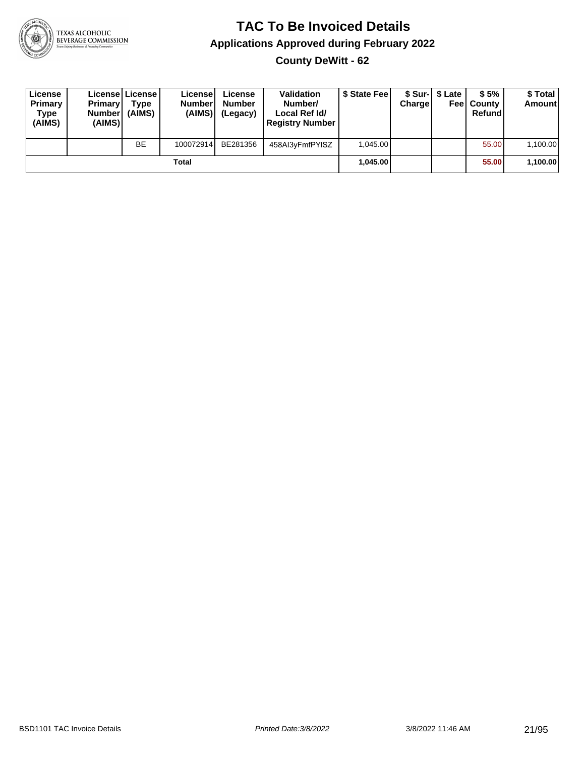# TAC To Be Invoiced Details

## Applications Approved during February 2022

### County DeWitt - 62

| License Primary Type (AIMS) | License Primary Number (AIMS) | License Type (AIMS) | License Number (AIMS) | License Number (Legacy) | Validation Number/ Local Ref Id/ Registry Number | $ State Fee | $ Sur-Charge | $ Late Fee | $ 5% County Refund | $ Total Amount |
|---|---|---|---|---|---|---|---|---|---|---|
| | | BE | 100072914 | BE281356 | 458AI3yFmfPYISZ | 1,045.00 | | | 55.00 | 1,100.00 |
| | | | Total | | | 1,045.00 | | | 55.00 | 1,100.00 |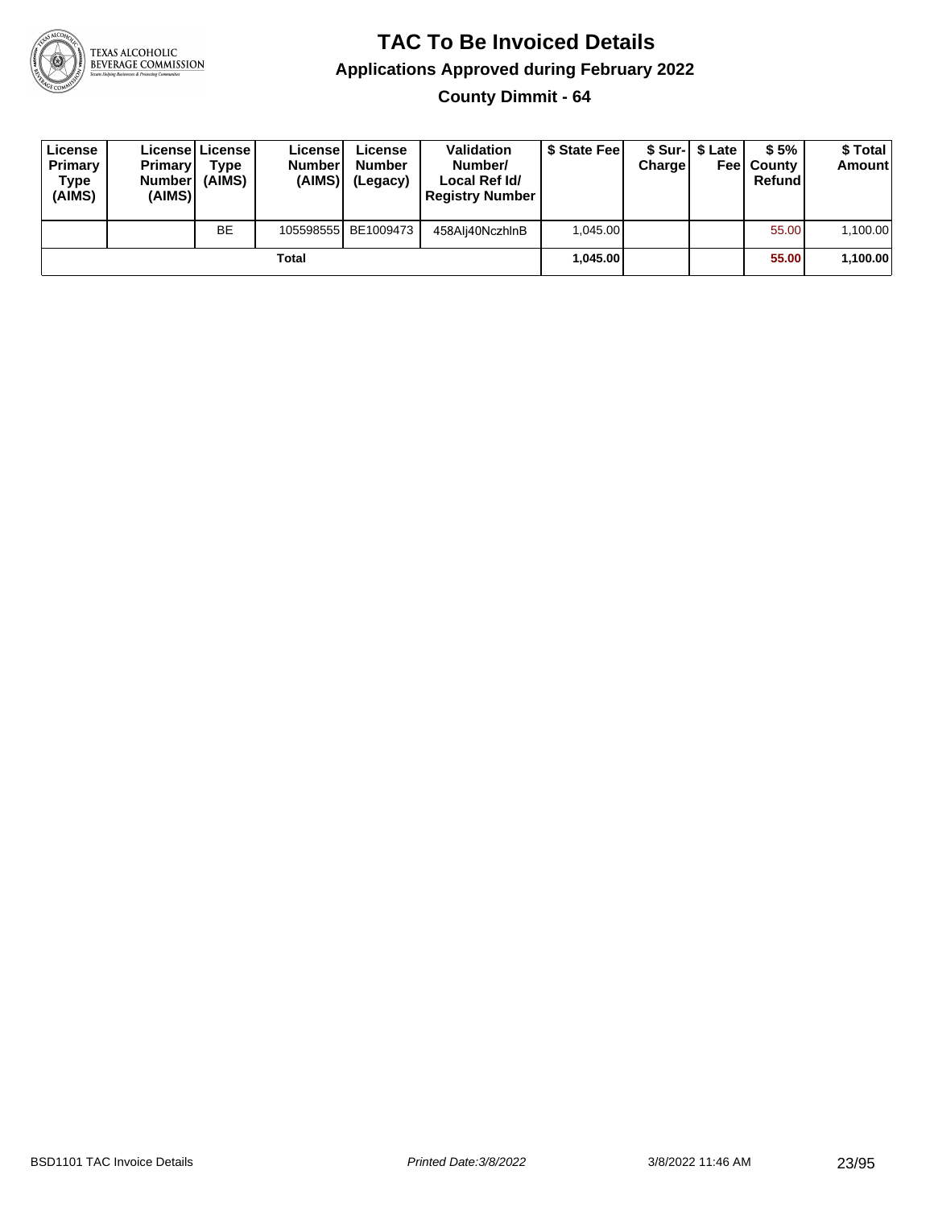# TAC To Be Invoiced Details

## Applications Approved during February 2022

### County Dimmit - 64

| License Primary Type (AIMS) | License Primary Number (AIMS) | License Type (AIMS) | License Number (AIMS) | License Number (Legacy) | Validation Number/ Local Ref Id/ Registry Number | $ State Fee | $ Sur-Charge | $ Late Fee | $ 5% County Refund | $ Total Amount |
|---|---|---|---|---|---|---|---|---|---|---|
| | | BE | 105598555 | BE1009473 | 458Alj40NczhlnB | 1,045.00 | | | 55.00 | 1,100.00 |
| Total | | | | | | **1,045.00** | | | **55.00** | **1,100.00** |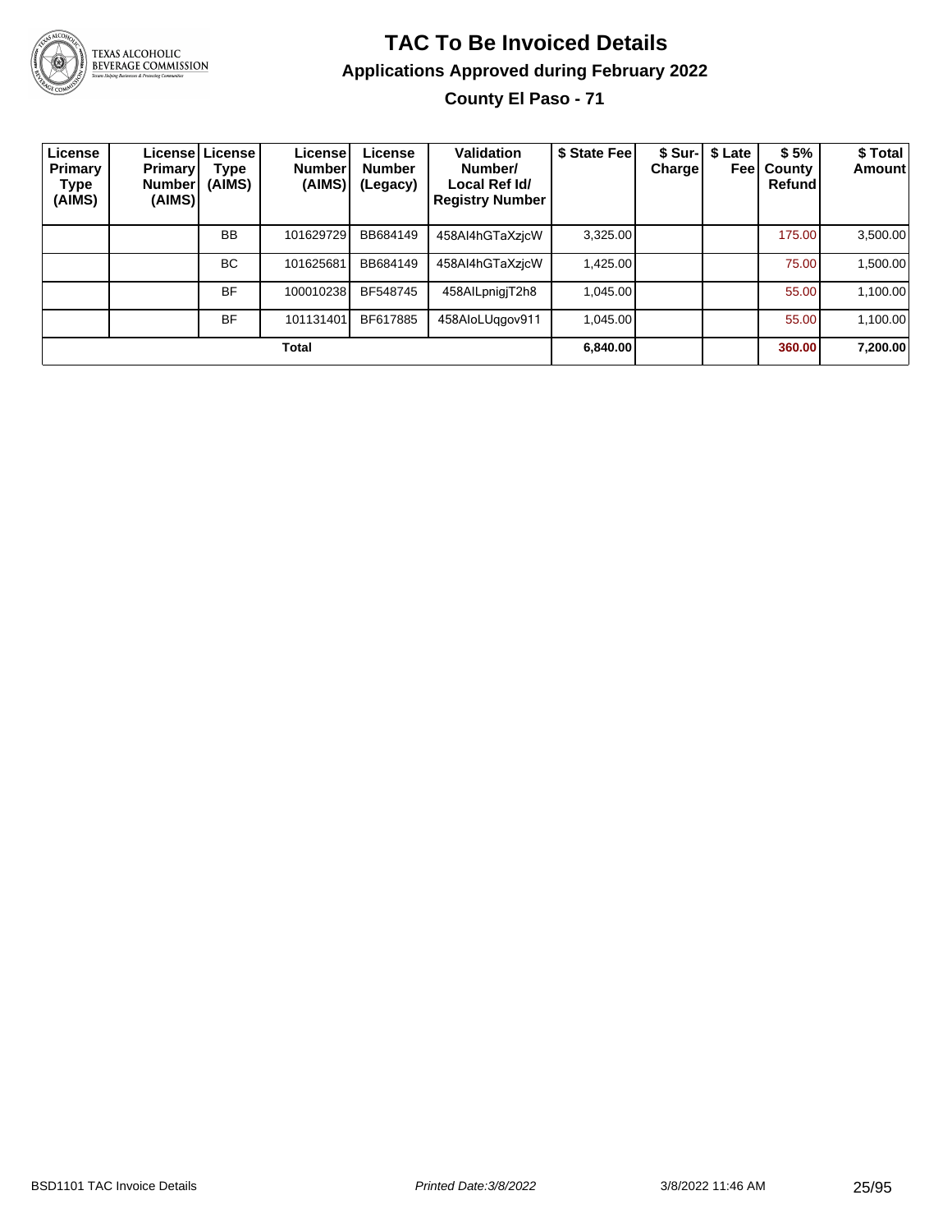# TAC To Be Invoiced Details

## Applications Approved during February 2022

### County El Paso - 71

| License Primary Type (AIMS) | License Primary Number (AIMS) | License Type (AIMS) | License Number (AIMS) | License Number (Legacy) | Validation Number/ Local Ref Id/ Registry Number | $ State Fee | $ Sur-Charge | $ Late Fee | $ 5% County Refund | $ Total Amount |
|---|---|---|---|---|---|---|---|---|---|---|
| | | BB | 101629729 | BB684149 | 458AI4hGTaXzjcW | 3,325.00 | | | 175.00 | 3,500.00 |
| | | BC | 101625681 | BB684149 | 458AI4hGTaXzjcW | 1,425.00 | | | 75.00 | 1,500.00 |
| | | BF | 100010238 | BF548745 | 458AILpnigjT2h8 | 1,045.00 | | | 55.00 | 1,100.00 |
| | | BF | 101131401 | BF617885 | 458AIoLUqgov911 | 1,045.00 | | | 55.00 | 1,100.00 |
| **Total** | | | | | | **6,840.00** | | | **360.00** | **7,200.00** |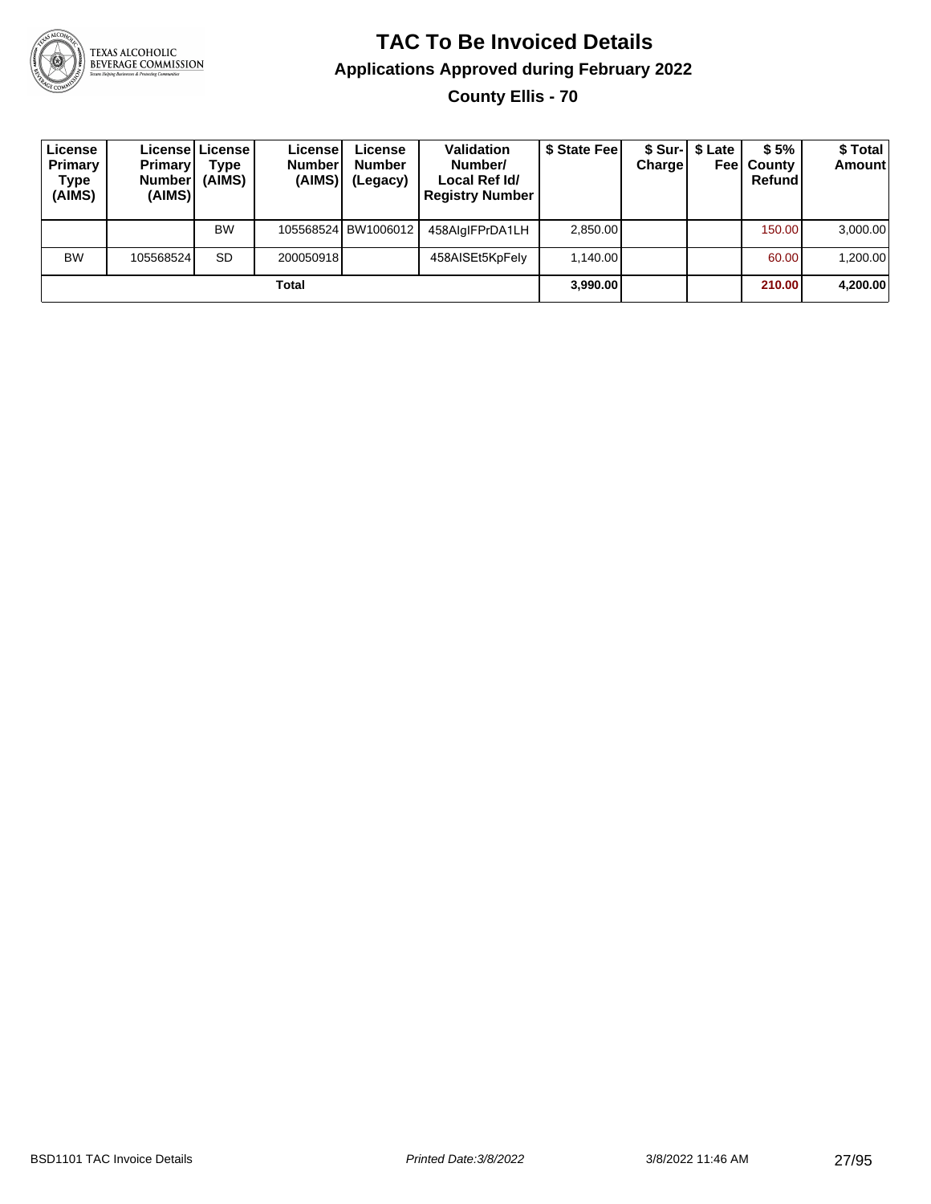# TAC To Be Invoiced Details

## Applications Approved during February 2022

### County Ellis - 70

| License Primary Type (AIMS) | License Primary Number (AIMS) | License Type (AIMS) | License Number (AIMS) | License Number (Legacy) | Validation Number/ Local Ref Id/ Registry Number | $ State Fee | $ Sur-Charge | $ Late Fee | $ 5% County Refund | $ Total Amount |
|---|---|---|---|---|---|---|---|---|---|---|
| | | BW | 105568524 | BW1006012 | 458AIgIFPrDA1LH | 2,850.00 | | | 150.00 | 3,000.00 |
| BW | 105568524 | SD | 200050918 | | 458AISEt5KpFely | 1,140.00 | | | 60.00 | 1,200.00 |
| | | | **Total** | | | **3,990.00** | | | **210.00** | **4,200.00** |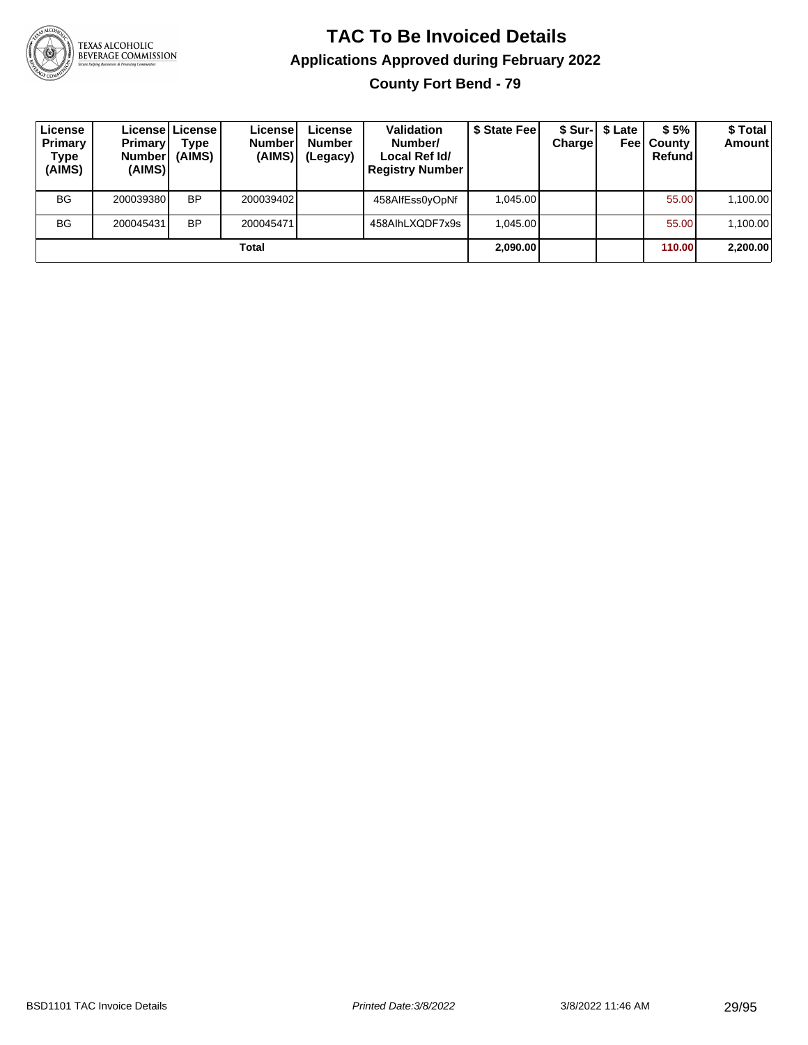# TAC To Be Invoiced Details

## Applications Approved during February 2022

### County Fort Bend - 79

| License Primary Type (AIMS) | License Primary Number (AIMS) | License Type (AIMS) | License Number (AIMS) | License Number (Legacy) | Validation Number/ Local Ref Id/ Registry Number | $ State Fee | $ Sur-Charge | $ Late Fee | $ 5% County Refund | $ Total Amount |
|---|---|---|---|---|---|---|---|---|---|---|
| BG | 200039380 | BP | 200039402 | | 458AIfEss0yOpNf | 1,045.00 | | | 55.00 | 1,100.00 |
| BG | 200045431 | BP | 200045471 | | 458AIhLXQDF7x9s | 1,045.00 | | | 55.00 | 1,100.00 |
| | | | Total | | | **2,090.00** | | | **110.00** | **2,200.00** |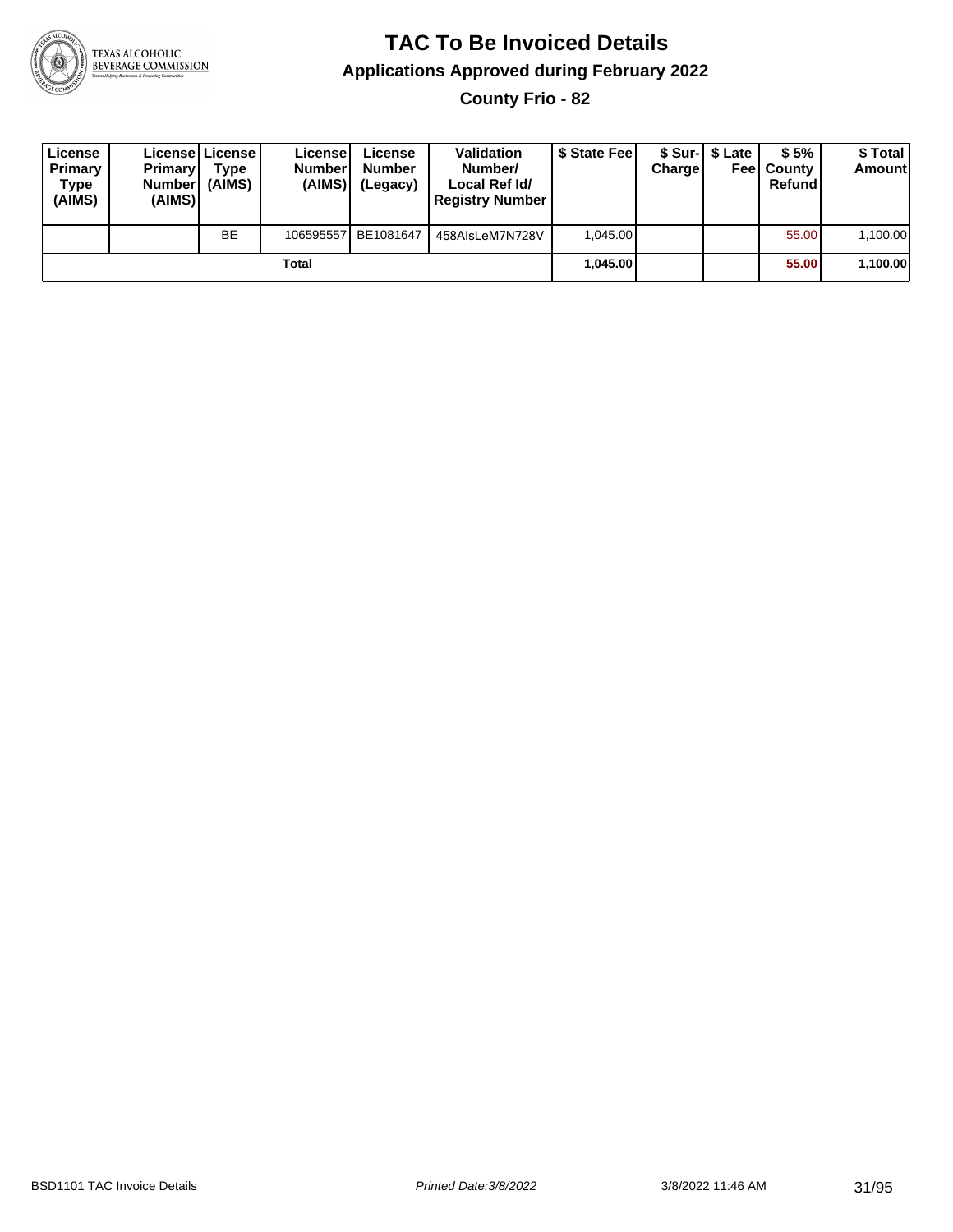# TAC To Be Invoiced Details

## Applications Approved during February 2022

### County Frio - 82

| License Primary Type (AIMS) | License Primary Number (AIMS) | License Type (AIMS) | License Number (AIMS) | License Number (Legacy) | Validation Number/ Local Ref Id/ Registry Number | $ State Fee | $ Sur-Charge | $ Late Fee | $ 5% County Refund | $ Total Amount |
|---|---|---|---|---|---|---|---|---|---|---|
| | | BE | 106595557 | BE1081647 | 458AIsLeM7N728V | 1,045.00 | | | 55.00 | 1,100.00 |
| | | | Total | | | **1,045.00** | | | **55.00** | **1,100.00** |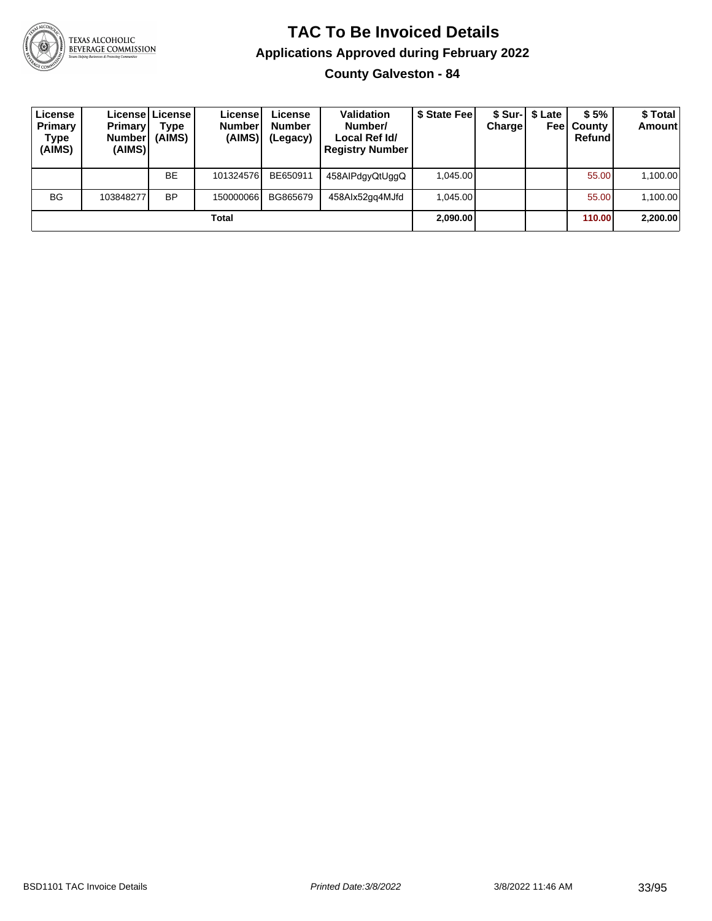# TAC To Be Invoiced Details

## Applications Approved during February 2022

### County Galveston - 84

| License Primary Type (AIMS) | License Primary Number (AIMS) | License Type (AIMS) | License Number (AIMS) | License Number (Legacy) | Validation Number/ Local Ref Id/ Registry Number | $ State Fee | $ Sur-Charge | $ Late Fee | $ 5% County Refund | $ Total Amount |
|---|---|---|---|---|---|---|---|---|---|---|
| | | BE | 101324576 | BE650911 | 458AIPdgyQtUggQ | 1,045.00 | | | 55.00 | 1,100.00 |
| BG | 103848277 | BP | 150000066 | BG865679 | 458AIx52gq4MJfd | 1,045.00 | | | 55.00 | 1,100.00 |
| | | | **Total** | | | **2,090.00** | | | **110.00** | **2,200.00** |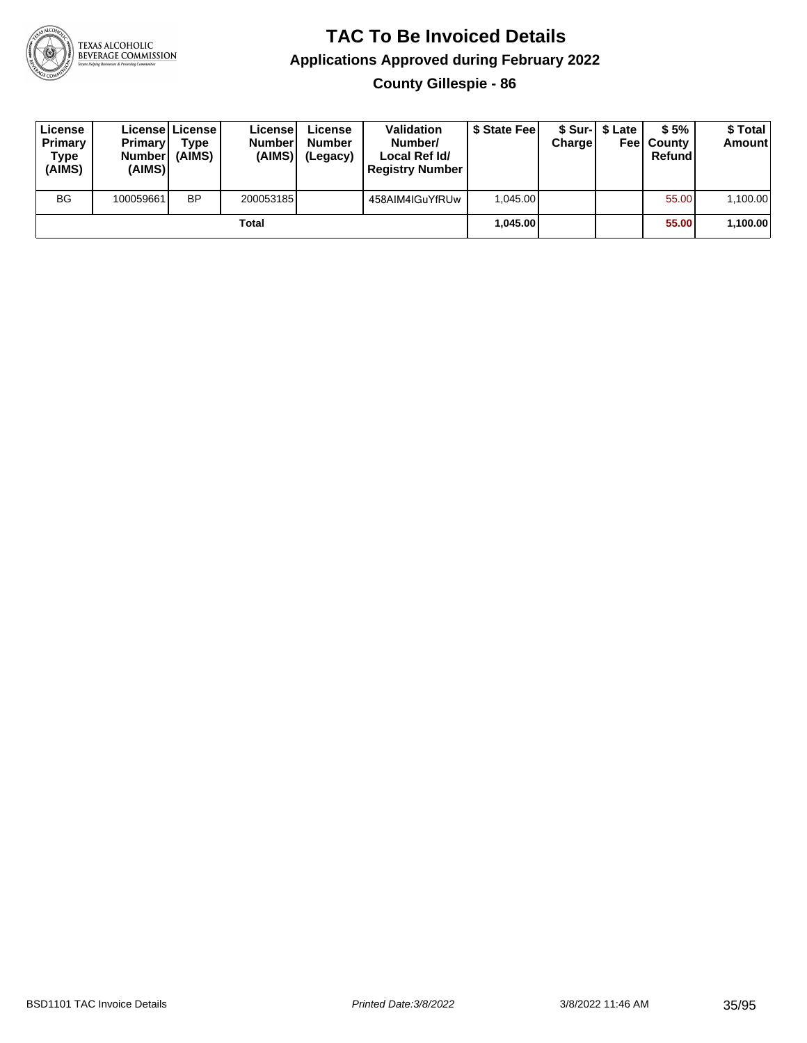# TAC To Be Invoiced Details

## Applications Approved during February 2022

### County Gillespie - 86

| License Primary Type (AIMS) | License Primary Number (AIMS) | License Type (AIMS) | License Number (AIMS) | License Number (Legacy) | Validation Number/ Local Ref Id/ Registry Number | $ State Fee | $ Sur-Charge | $ Late Fee | $ 5% County Refund | $ Total Amount |
|---|---|---|---|---|---|---|---|---|---|---|
| BG | 100059661 | BP | 200053185 | | 458AIM4IGuYfRUw | 1,045.00 | | | 55.00 | 1,100.00 |
| | | | **Total** | | | **1,045.00** | | | **55.00** | **1,100.00** |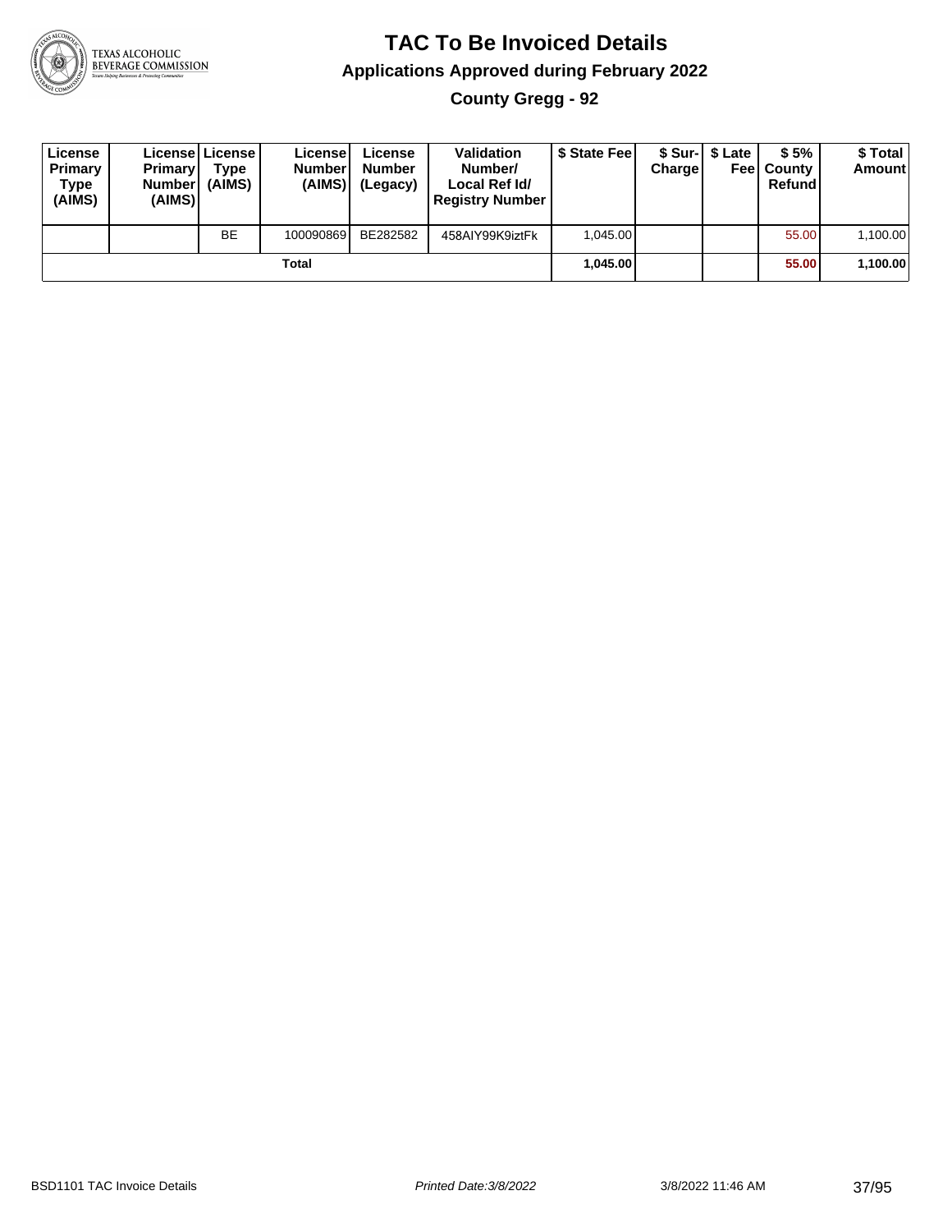# TAC To Be Invoiced Details

## Applications Approved during February 2022

### County Gregg - 92

| License Primary Type (AIMS) | License Primary Number (AIMS) | License Type (AIMS) | License Number (AIMS) | License Number (Legacy) | Validation Number/ Local Ref Id/ Registry Number | $ State Fee | $ Sur-Charge | $ Late Fee | $ 5% County Refund | $ Total Amount |
|---|---|---|---|---|---|---|---|---|---|---|
| | | BE | 100090869 | BE282582 | 458AIY99K9iztFk | 1,045.00 | | | 55.00 | 1,100.00 |
| | | | Total | | | 1,045.00 | | | 55.00 | 1,100.00 |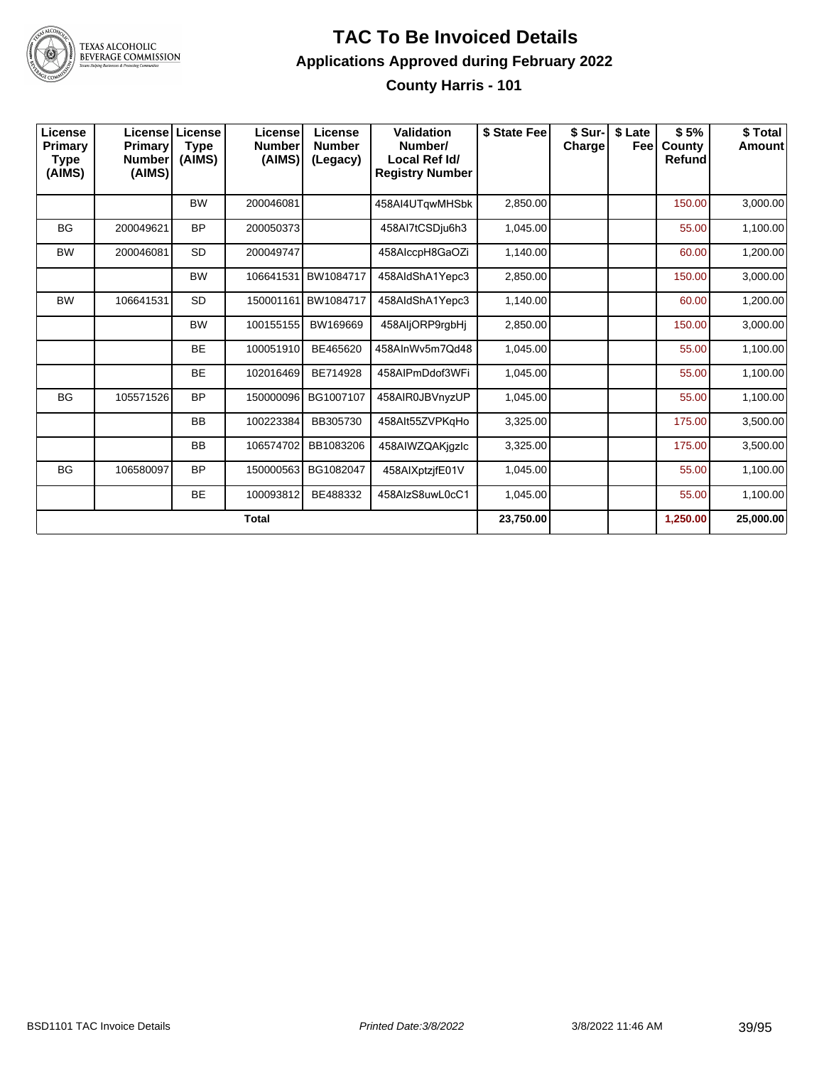# TAC To Be Invoiced Details

## Applications Approved during February 2022

### County Harris - 101

| License Primary Type (AIMS) | License Primary Number (AIMS) | License Type (AIMS) | License Number (AIMS) | License Number (Legacy) | Validation Number/ Local Ref Id/ Registry Number | $ State Fee | $ Sur-Charge | $ Late Fee | $ 5% County Refund | $ Total Amount |
|---|---|---|---|---|---|---|---|---|---|---|
| | | BW | 200046081 | | 458AI4UTqwMHSbk | 2,850.00 | | | 150.00 | 3,000.00 |
| BG | 200049621 | BP | 200050373 | | 458AI7tCSDju6h3 | 1,045.00 | | | 55.00 | 1,100.00 |
| BW | 200046081 | SD | 200049747 | | 458AIccpH8GaOZi | 1,140.00 | | | 60.00 | 1,200.00 |
| | | BW | 106641531 | BW1084717 | 458AIdShA1Yepc3 | 2,850.00 | | | 150.00 | 3,000.00 |
| BW | 106641531 | SD | 150001161 | BW1084717 | 458AIdShA1Yepc3 | 1,140.00 | | | 60.00 | 1,200.00 |
| | | BW | 100155155 | BW169669 | 458AIjORP9rgbHj | 2,850.00 | | | 150.00 | 3,000.00 |
| | | BE | 100051910 | BE465620 | 458AInWv5m7Qd48 | 1,045.00 | | | 55.00 | 1,100.00 |
| | | BE | 102016469 | BE714928 | 458AIPmDdof3WFi | 1,045.00 | | | 55.00 | 1,100.00 |
| BG | 105571526 | BP | 150000096 | BG1007107 | 458AIR0JBVnyzUP | 1,045.00 | | | 55.00 | 1,100.00 |
| | | BB | 100223384 | BB305730 | 458AIt55ZVPKqHo | 3,325.00 | | | 175.00 | 3,500.00 |
| | | BB | 106574702 | BB1083206 | 458AIWZQAKjgzIc | 3,325.00 | | | 175.00 | 3,500.00 |
| BG | 106580097 | BP | 150000563 | BG1082047 | 458AIXptzjfE01V | 1,045.00 | | | 55.00 | 1,100.00 |
| | | BE | 100093812 | BE488332 | 458AIzS8uwL0cC1 | 1,045.00 | | | 55.00 | 1,100.00 |
| | | | **Total** | | | **23,750.00** | | | **1,250.00** | **25,000.00** |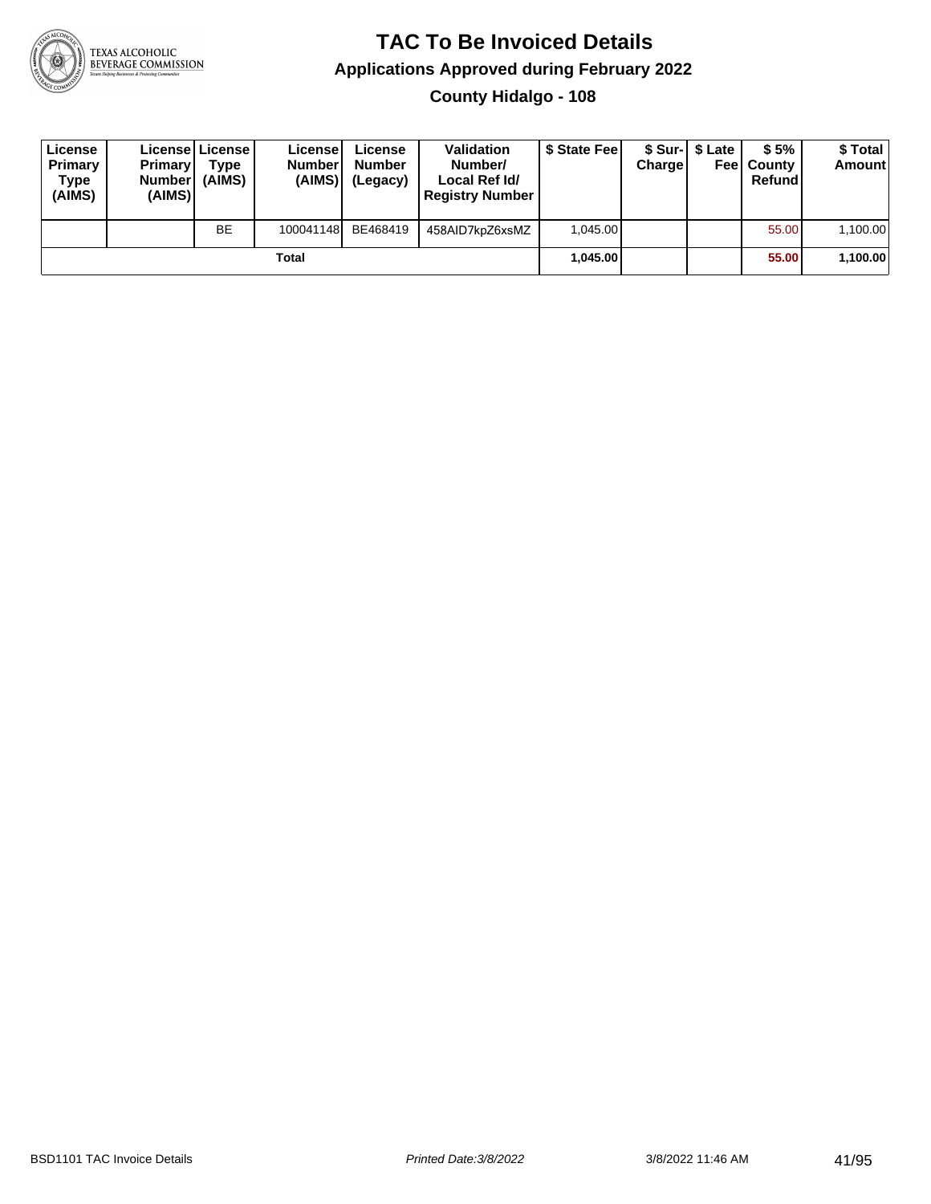# TAC To Be Invoiced Details

## Applications Approved during February 2022

### County Hidalgo - 108

| License Primary Type (AIMS) | License Primary Number (AIMS) | License Type (AIMS) | License Number (AIMS) | License Number (Legacy) | Validation Number/ Local Ref Id/ Registry Number | $ State Fee | $ Sur-Charge | $ Late Fee | $ 5% County Refund | $ Total Amount |
|---|---|---|---|---|---|---|---|---|---|---|
| | | BE | 100041148 | BE468419 | 458AID7kpZ6xsMZ | 1,045.00 | | | 55.00 | 1,100.00 |
| | | | Total | | | **1,045.00** | | | **55.00** | **1,100.00** |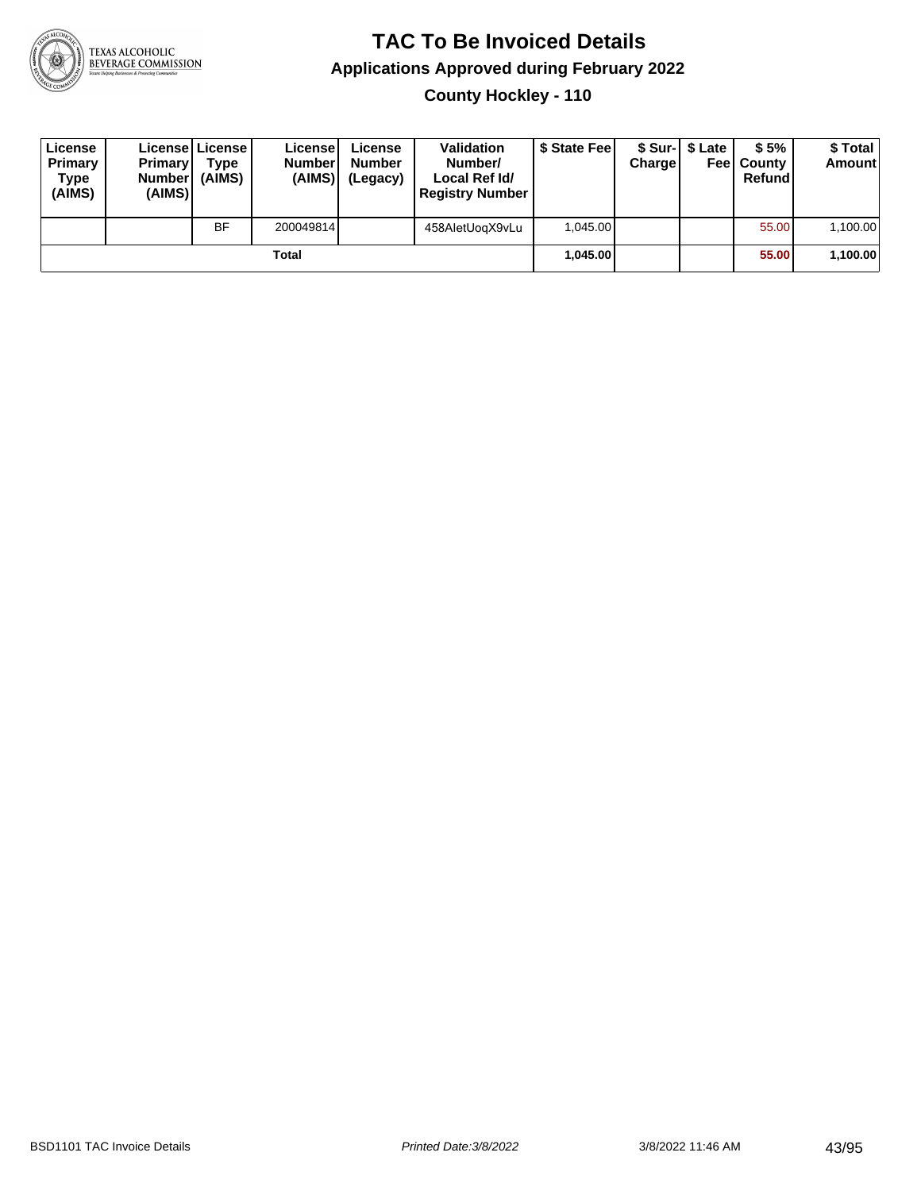# TAC To Be Invoiced Details

## Applications Approved during February 2022

### County Hockley - 110

| License Primary Type (AIMS) | License Primary Number (AIMS) | License Type (AIMS) | License Number (AIMS) | License Number (Legacy) | Validation Number/ Local Ref Id/ Registry Number | $ State Fee | $ Sur-Charge | $ Late Fee | $ 5% County Refund | $ Total Amount |
|---|---|---|---|---|---|---|---|---|---|---|
| | | BF | 200049814 | | 458AletUoqX9vLu | 1,045.00 | | | 55.00 | 1,100.00 |
| | | | Total | | | **1,045.00** | | | **55.00** | **1,100.00** |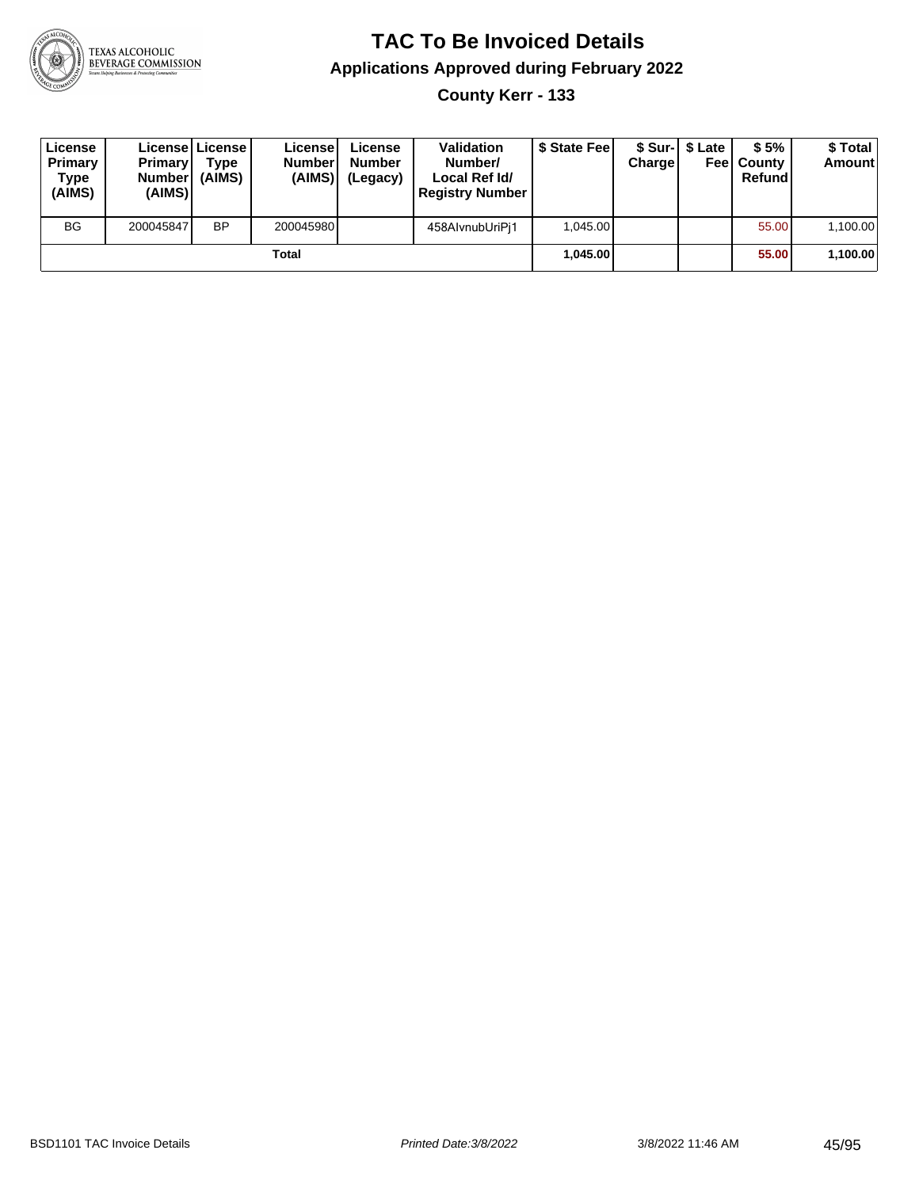# TAC To Be Invoiced Details

## Applications Approved during February 2022

### County Kerr - 133

| License Primary Type (AIMS) | License Primary Number (AIMS) | License Type (AIMS) | License Number (AIMS) | License Number (Legacy) | Validation Number/ Local Ref Id/ Registry Number | $ State Fee | $ Sur-Charge | $ Late Fee | $ 5% County Refund | $ Total Amount |
|---|---|---|---|---|---|---|---|---|---|---|
| BG | 200045847 | BP | 200045980 | | 458AIvnubUriPj1 | 1,045.00 | | | 55.00 | 1,100.00 |
| | | | Total | | | 1,045.00 | | | 55.00 | 1,100.00 |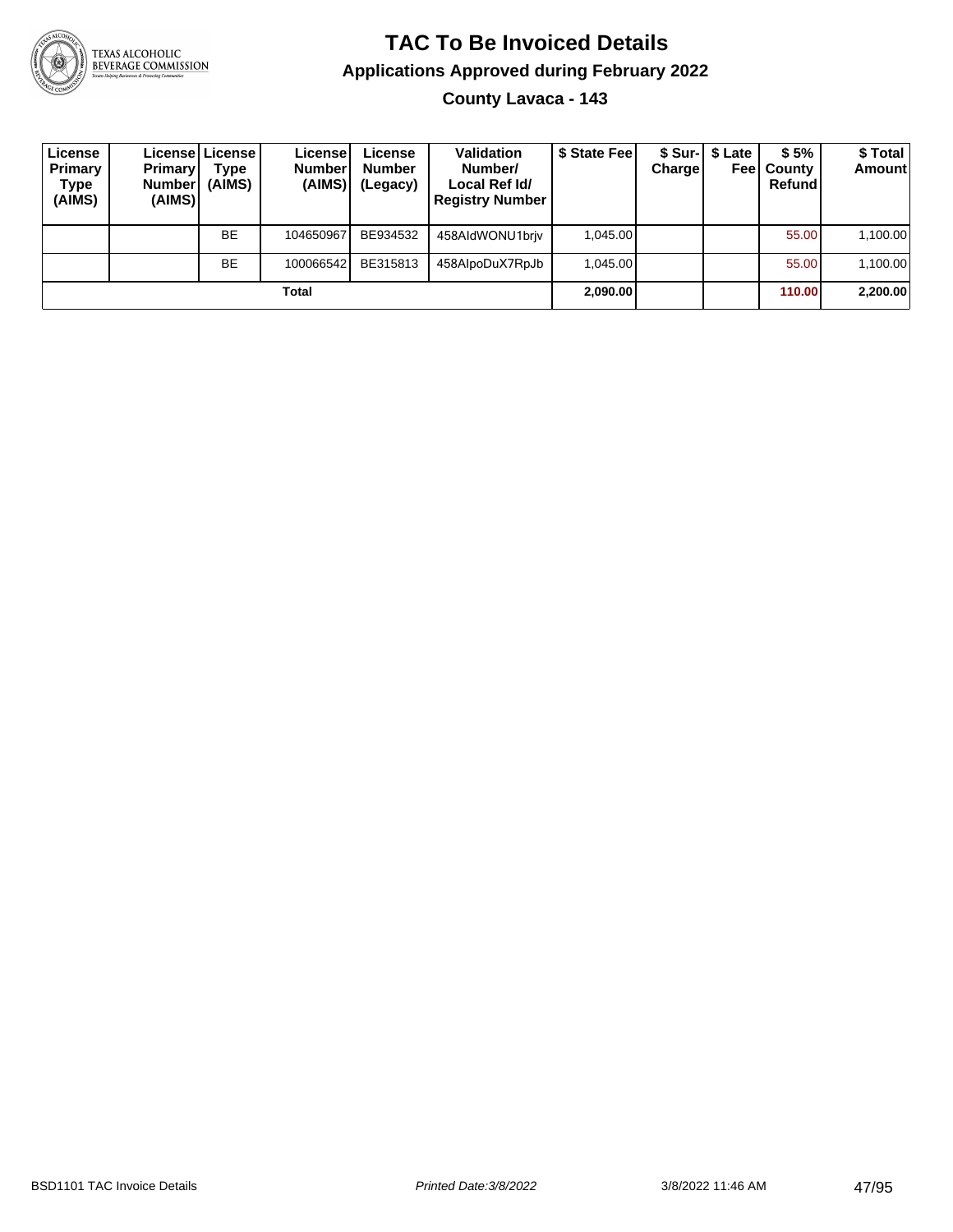# TAC To Be Invoiced Details

## Applications Approved during February 2022

### County Lavaca - 143

| License Primary Type (AIMS) | License Primary Number (AIMS) | License Type (AIMS) | License Number (AIMS) | License Number (Legacy) | Validation Number/ Local Ref Id/ Registry Number | $ State Fee | $ Sur-Charge | $ Late Fee | $ 5% County Refund | $ Total Amount |
|---|---|---|---|---|---|---|---|---|---|---|
| | | BE | 104650967 | BE934532 | 458AIdWONU1brjv | 1,045.00 | | | 55.00 | 1,100.00 |
| | | BE | 100066542 | BE315813 | 458AIpoDuX7RpJb | 1,045.00 | | | 55.00 | 1,100.00 |
| **Total** | | | | | | **2,090.00** | | | **110.00** | **2,200.00** |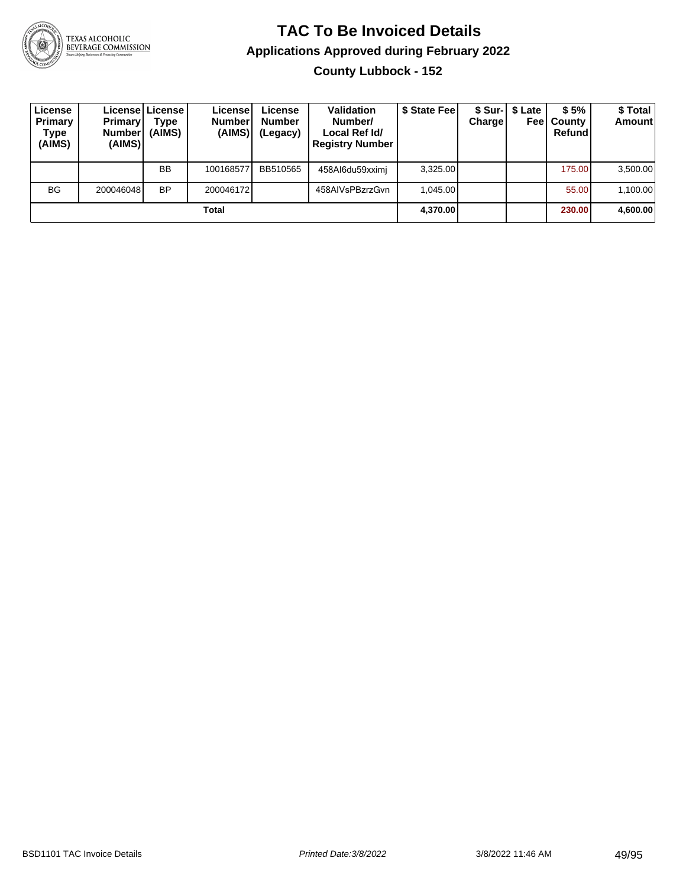# TAC To Be Invoiced Details

## Applications Approved during February 2022

### County Lubbock - 152

| License Primary Type (AIMS) | License Primary Number (AIMS) | License Type (AIMS) | License Number (AIMS) | License Number (Legacy) | Validation Number/ Local Ref Id/ Registry Number | $ State Fee | $ Sur-Charge | $ Late Fee | $ 5% County Refund | $ Total Amount |
|---|---|---|---|---|---|---|---|---|---|---|
| | | BB | 100168577 | BB510565 | 458AI6du59xximj | 3,325.00 | | | 175.00 | 3,500.00 |
| BG | 200046048 | BP | 200046172 | | 458AIVsPBzrzGvn | 1,045.00 | | | 55.00 | 1,100.00 |
| | | | **Total** | | | **4,370.00** | | | **230.00** | **4,600.00** |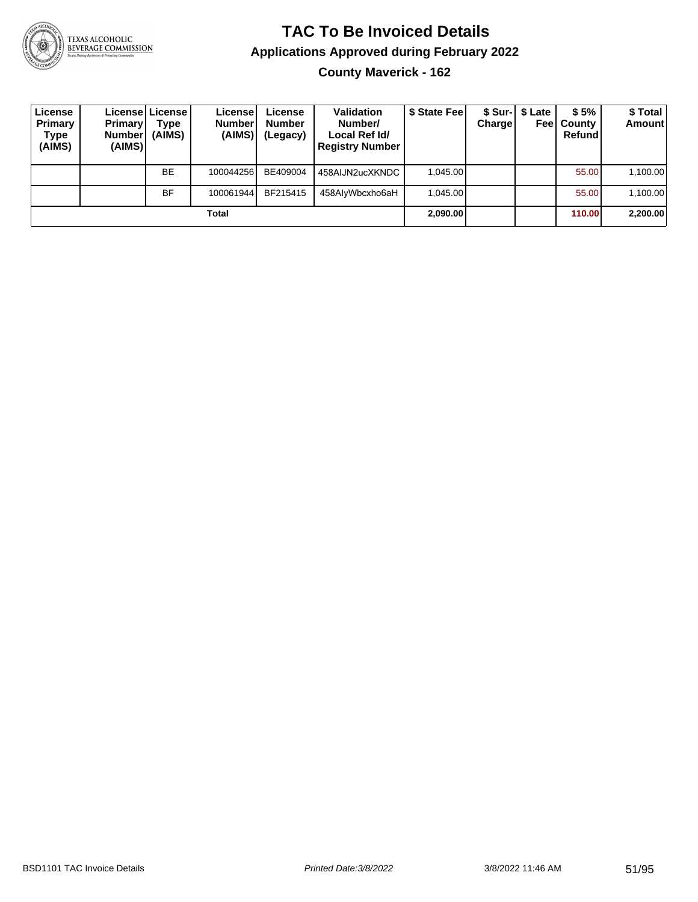# TAC To Be Invoiced Details

## Applications Approved during February 2022

### County Maverick - 162

| License Primary Type (AIMS) | License Primary Number (AIMS) | License Type (AIMS) | License Number (AIMS) | License Number (Legacy) | Validation Number/ Local Ref Id/ Registry Number | $ State Fee | $ Sur-Charge | $ Late Fee | $ 5% County Refund | $ Total Amount |
|---|---|---|---|---|---|---|---|---|---|---|
| | | BE | 100044256 | BE409004 | 458AIJN2ucXKNDC | 1,045.00 | | | 55.00 | 1,100.00 |
| | | BF | 100061944 | BF215415 | 458AlyWbcxho6aH | 1,045.00 | | | 55.00 | 1,100.00 |
| | | | **Total** | | | **2,090.00** | | | **110.00** | **2,200.00** |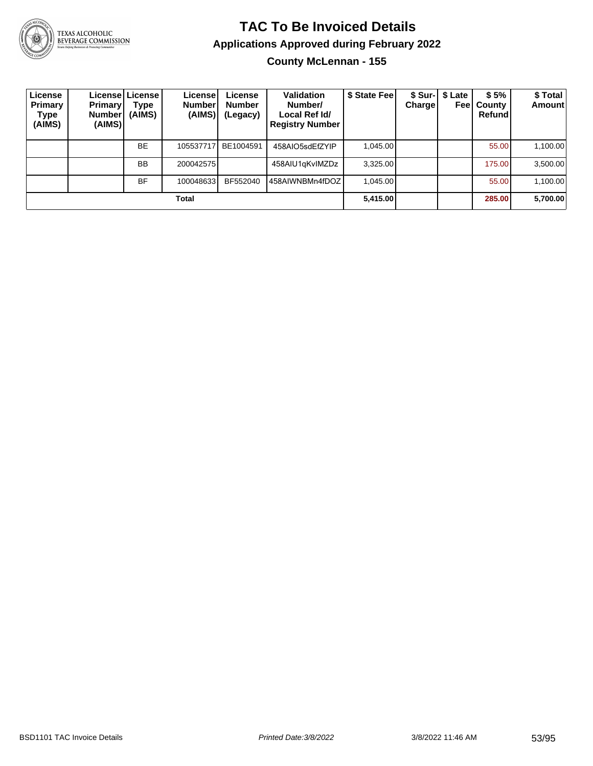# TAC To Be Invoiced Details

## Applications Approved during February 2022

### County McLennan - 155

| License Primary Type (AIMS) | License Primary Number (AIMS) | License Type (AIMS) | License Number (AIMS) | License Number (Legacy) | Validation Number/ Local Ref Id/ Registry Number | $ State Fee | $ Sur-Charge | $ Late Fee | $ 5% County Refund | $ Total Amount |
|---|---|---|---|---|---|---|---|---|---|---|
| | | BE | 105537717 | BE1004591 | 458AIO5sdEfZYIP | 1,045.00 | | | 55.00 | 1,100.00 |
| | | BB | 200042575 | | 458AIU1qKvIMZDz | 3,325.00 | | | 175.00 | 3,500.00 |
| | | BF | 100048633 | BF552040 | 458AIWNBMn4fDOZ | 1,045.00 | | | 55.00 | 1,100.00 |
| | | | **Total** | | | **5,415.00** | | | **285.00** | **5,700.00** |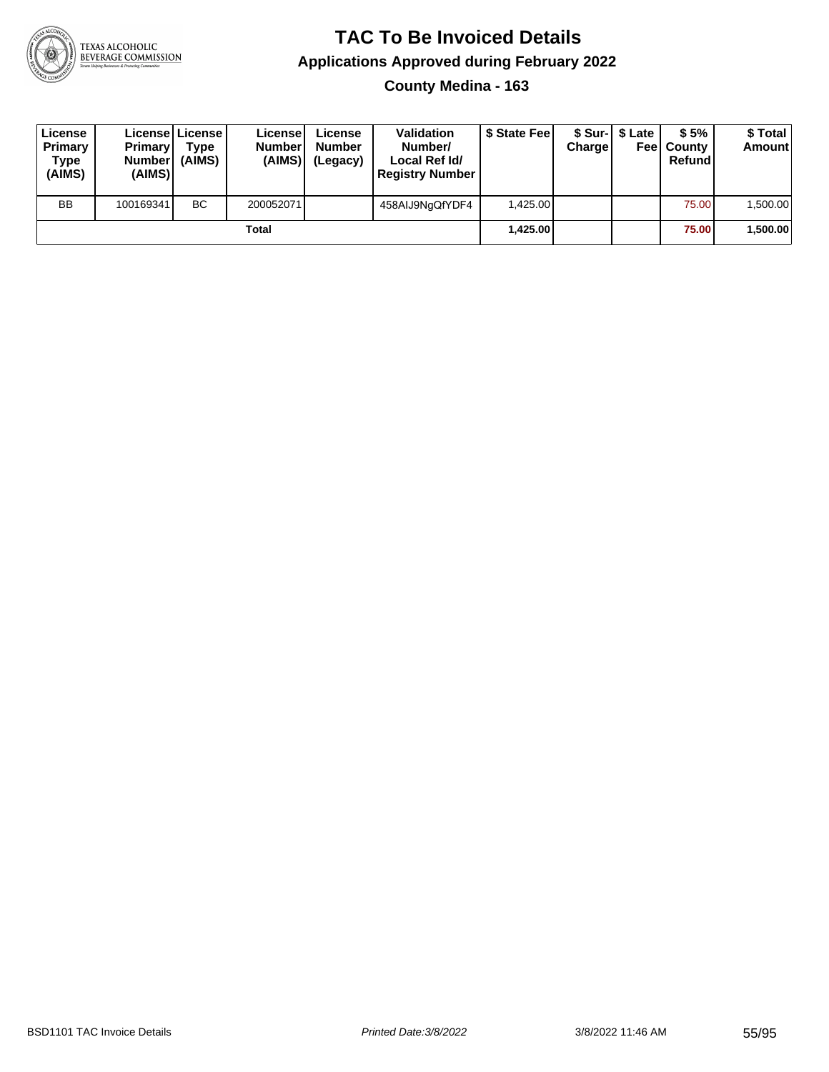# TAC To Be Invoiced Details

## Applications Approved during February 2022

### County Medina - 163

| License Primary Type (AIMS) | License Primary Number (AIMS) | License Type (AIMS) | License Number (AIMS) | License Number (Legacy) | Validation Number/ Local Ref Id/ Registry Number | $ State Fee | $ Sur-Charge | $ Late Fee | $ 5% County Refund | $ Total Amount |
|---|---|---|---|---|---|---|---|---|---|---|
| BB | 100169341 | BC | 200052071 | | 458AIJ9NgQfYDF4 | 1,425.00 | | | 75.00 | 1,500.00 |
| | | | Total | | | **1,425.00** | | | **75.00** | **1,500.00** |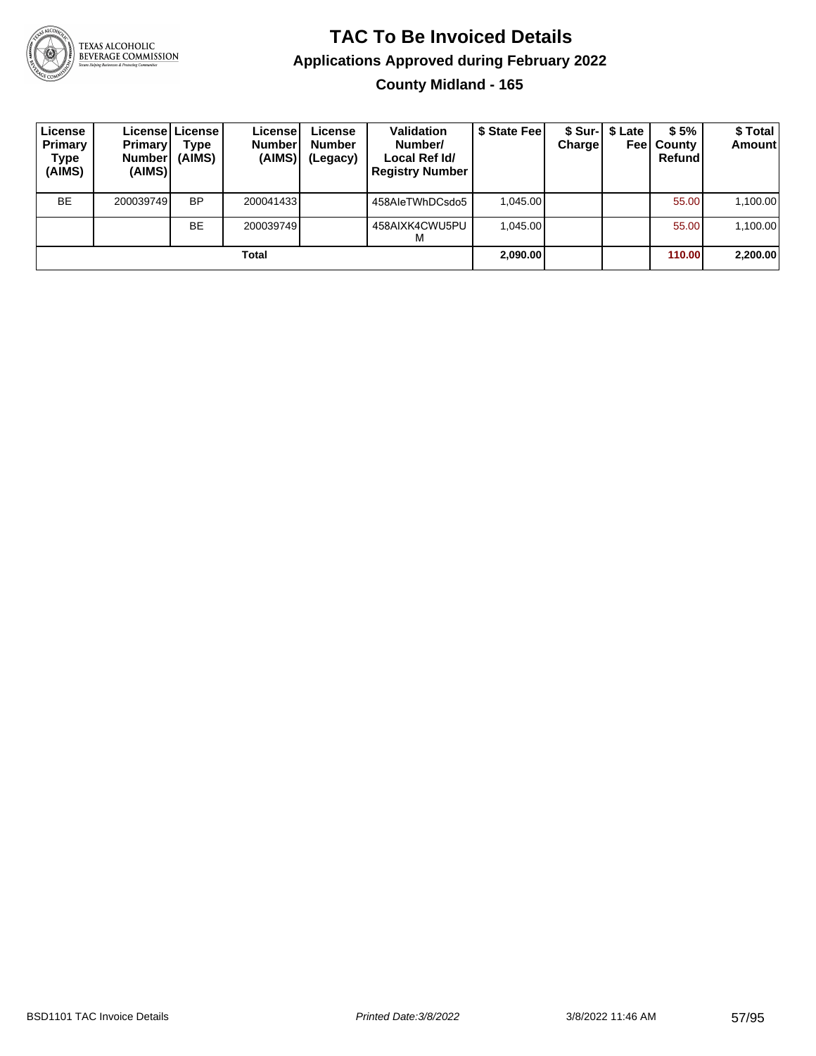# TAC To Be Invoiced Details

## Applications Approved during February 2022

### County Midland - 165

| License Primary Type (AIMS) | License Primary Number (AIMS) | License Type (AIMS) | License Number (AIMS) | License Number (Legacy) | Validation Number/ Local Ref Id/ Registry Number | $ State Fee | $ Sur-Charge | $ Late Fee | $ 5% County Refund | $ Total Amount |
|---|---|---|---|---|---|---|---|---|---|---|
| BE | 200039749 | BP | 200041433 | | 458AIeTWhDCsdo5 | 1,045.00 | | | 55.00 | 1,100.00 |
| | | BE | 200039749 | | 458AIXK4CWU5PUM | 1,045.00 | | | 55.00 | 1,100.00 |
| | | | Total | | | 2,090.00 | | | 110.00 | 2,200.00 |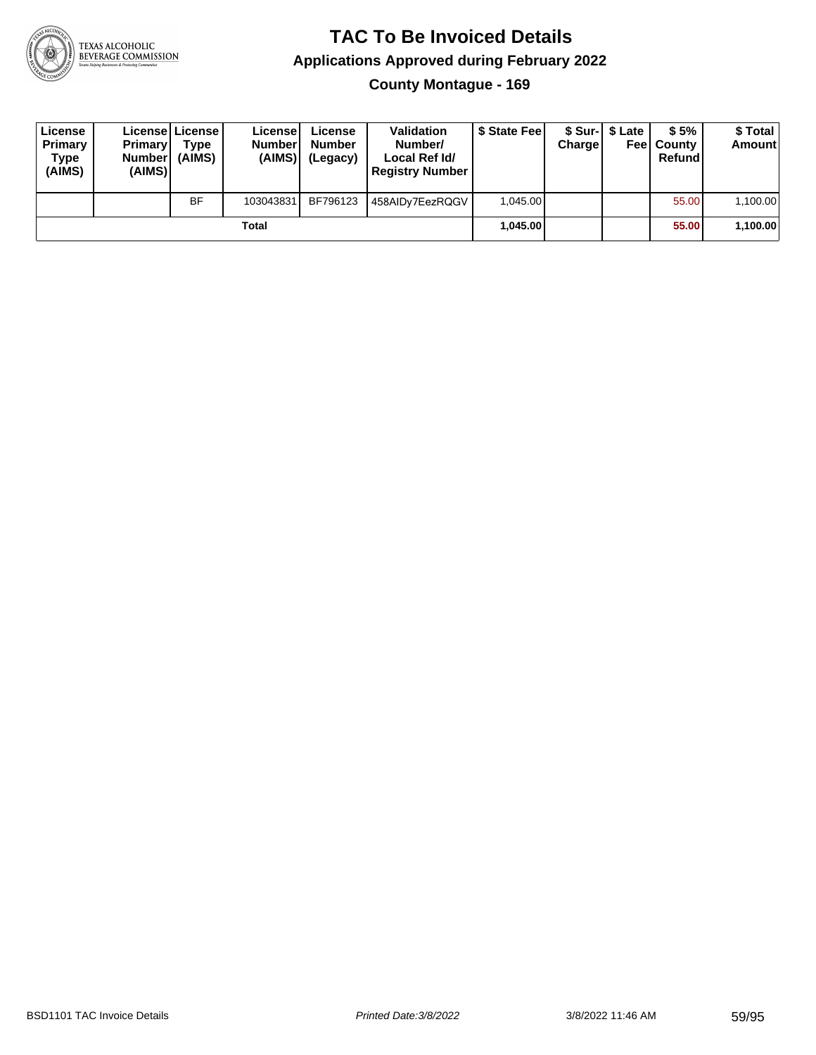# TAC To Be Invoiced Details

## Applications Approved during February 2022

### County Montague - 169

| License Primary Type (AIMS) | License Primary Number (AIMS) | License Type (AIMS) | License Number (AIMS) | License Number (Legacy) | Validation Number/ Local Ref Id/ Registry Number | $ State Fee | $ Sur-Charge | $ Late Fee | $ 5% County Refund | $ Total Amount |
|---|---|---|---|---|---|---|---|---|---|---|
| | | BF | 103043831 | BF796123 | 458AIDy7EezRQGV | 1,045.00 | | | 55.00 | 1,100.00 |
| | | | Total | | | **1,045.00** | | | **55.00** | **1,100.00** |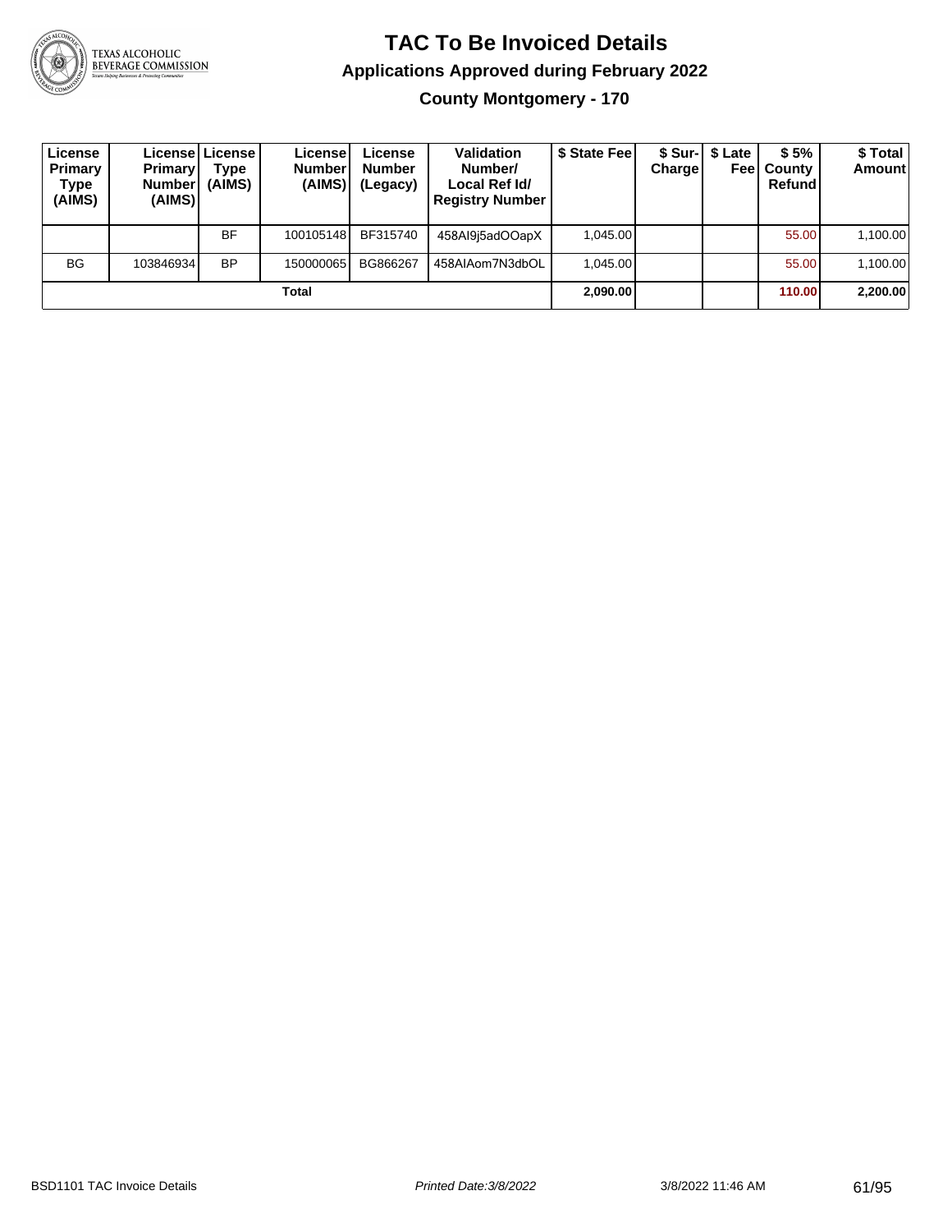# TAC To Be Invoiced Details

## Applications Approved during February 2022

### County Montgomery - 170

| License Primary Type (AIMS) | License Primary Number (AIMS) | License Type (AIMS) | License Number (AIMS) | License Number (Legacy) | Validation Number/ Local Ref Id/ Registry Number | $ State Fee | $ Sur-Charge | $ Late Fee | $ 5% County Refund | $ Total Amount |
|---|---|---|---|---|---|---|---|---|---|---|
| | | BF | 100105148 | BF315740 | 458AI9j5adOOapX | 1,045.00 | | | 55.00 | 1,100.00 |
| BG | 103846934 | BP | 150000065 | BG866267 | 458AIAom7N3dbOL | 1,045.00 | | | 55.00 | 1,100.00 |
| **Total** | | | | | | **2,090.00** | | | **110.00** | **2,200.00** |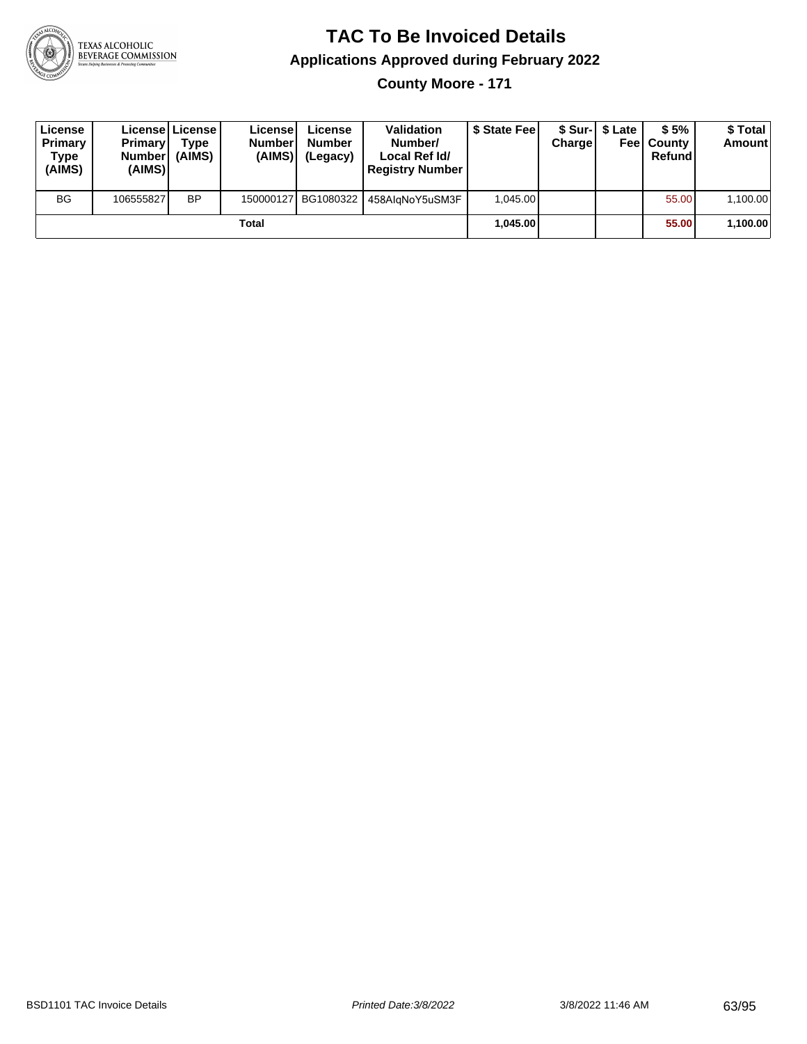# TAC To Be Invoiced Details

## Applications Approved during February 2022

### County Moore - 171

| License Primary Type (AIMS) | License Primary Number (AIMS) | License Type (AIMS) | License Number (AIMS) | License Number (Legacy) | Validation Number/ Local Ref Id/ Registry Number | $ State Fee | $ Sur-Charge | $ Late Fee | $ 5% County Refund | $ Total Amount |
|---|---|---|---|---|---|---|---|---|---|---|
| BG | 106555827 | BP | 150000127 | BG1080322 | 458AlqNoY5uSM3F | 1,045.00 | | | 55.00 | 1,100.00 |
| | | | Total | | | **1,045.00** | | | **55.00** | **1,100.00** |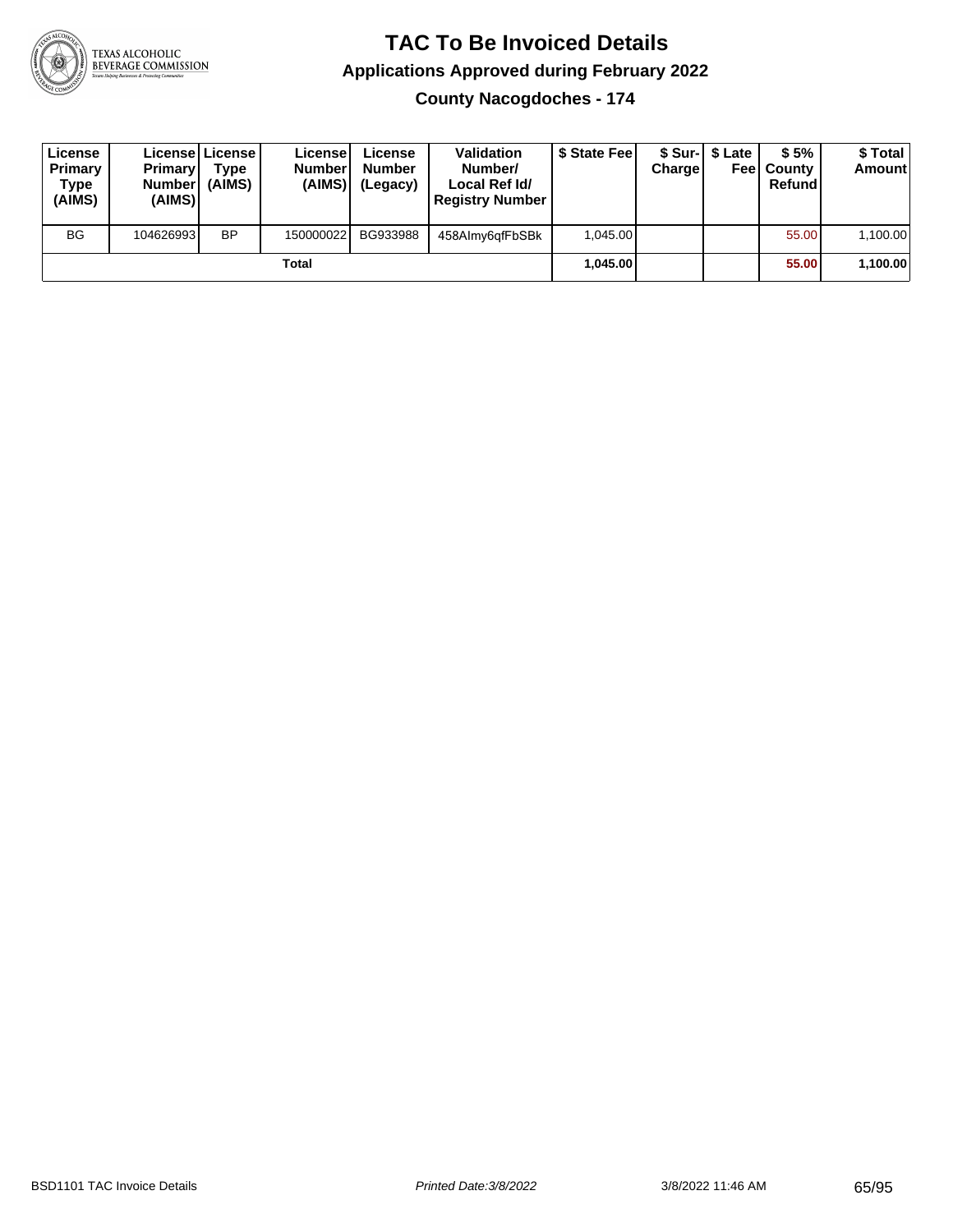# TAC To Be Invoiced Details

## Applications Approved during February 2022

### County Nacogdoches - 174

| License Primary Type (AIMS) | License Primary Number (AIMS) | License Type (AIMS) | License Number (AIMS) | License Number (Legacy) | Validation Number/ Local Ref Id/ Registry Number | $ State Fee | $ Sur-Charge | $ Late Fee | $ 5% County Refund | $ Total Amount |
|---|---|---|---|---|---|---|---|---|---|---|
| BG | 104626993 | BP | 150000022 | BG933988 | 458AImy6qfFbSBk | 1,045.00 | | | 55.00 | 1,100.00 |
| | | | Total | | | 1,045.00 | | | 55.00 | 1,100.00 |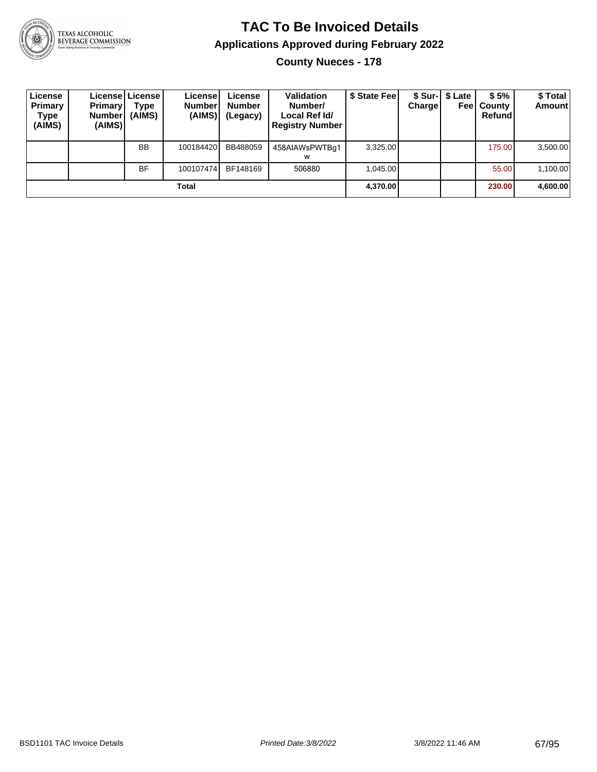# TAC To Be Invoiced Details

## Applications Approved during February 2022

### County Nueces - 178

| License Primary Type (AIMS) | License Primary Number (AIMS) | License Type (AIMS) | License Number (AIMS) | License Number (Legacy) | Validation Number/ Local Ref Id/ Registry Number | $ State Fee | $ Sur-Charge | $ Late Fee | $ 5% County Refund | $ Total Amount |
|---|---|---|---|---|---|---|---|---|---|---|
| | | BB | 100184420 | BB488059 | 458AIAWsPWTBg1w | 3,325.00 | | | 175.00 | 3,500.00 |
| | | BF | 100107474 | BF148169 | 506880 | 1,045.00 | | | 55.00 | 1,100.00 |
| **Total** | | | | | | **4,370.00** | | | **230.00** | **4,600.00** |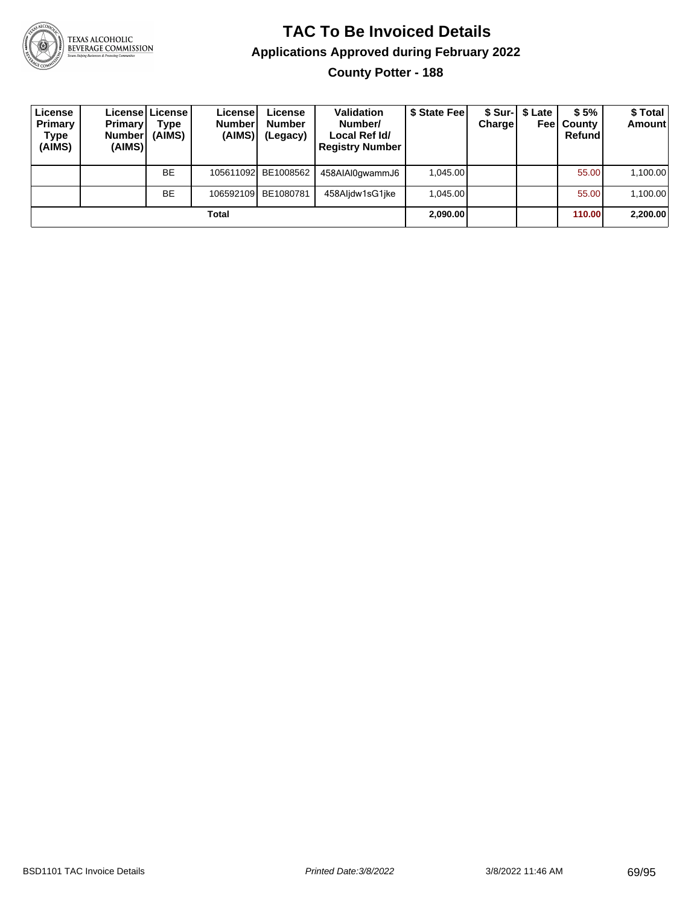# TAC To Be Invoiced Details

## Applications Approved during February 2022

### County Potter - 188

| License Primary Type (AIMS) | License Primary Number (AIMS) | License Type (AIMS) | License Number (AIMS) | License Number (Legacy) | Validation Number/ Local Ref Id/ Registry Number | $ State Fee | $ Sur-Charge | $ Late Fee | $ 5% County Refund | $ Total Amount |
|---|---|---|---|---|---|---|---|---|---|---|
| | | BE | 105611092 | BE1008562 | 458AIAl0gwammJ6 | 1,045.00 | | | 55.00 | 1,100.00 |
| | | BE | 106592109 | BE1080781 | 458Aljdw1sG1jke | 1,045.00 | | | 55.00 | 1,100.00 |
| | | | **Total** | | | **2,090.00** | | | **110.00** | **2,200.00** |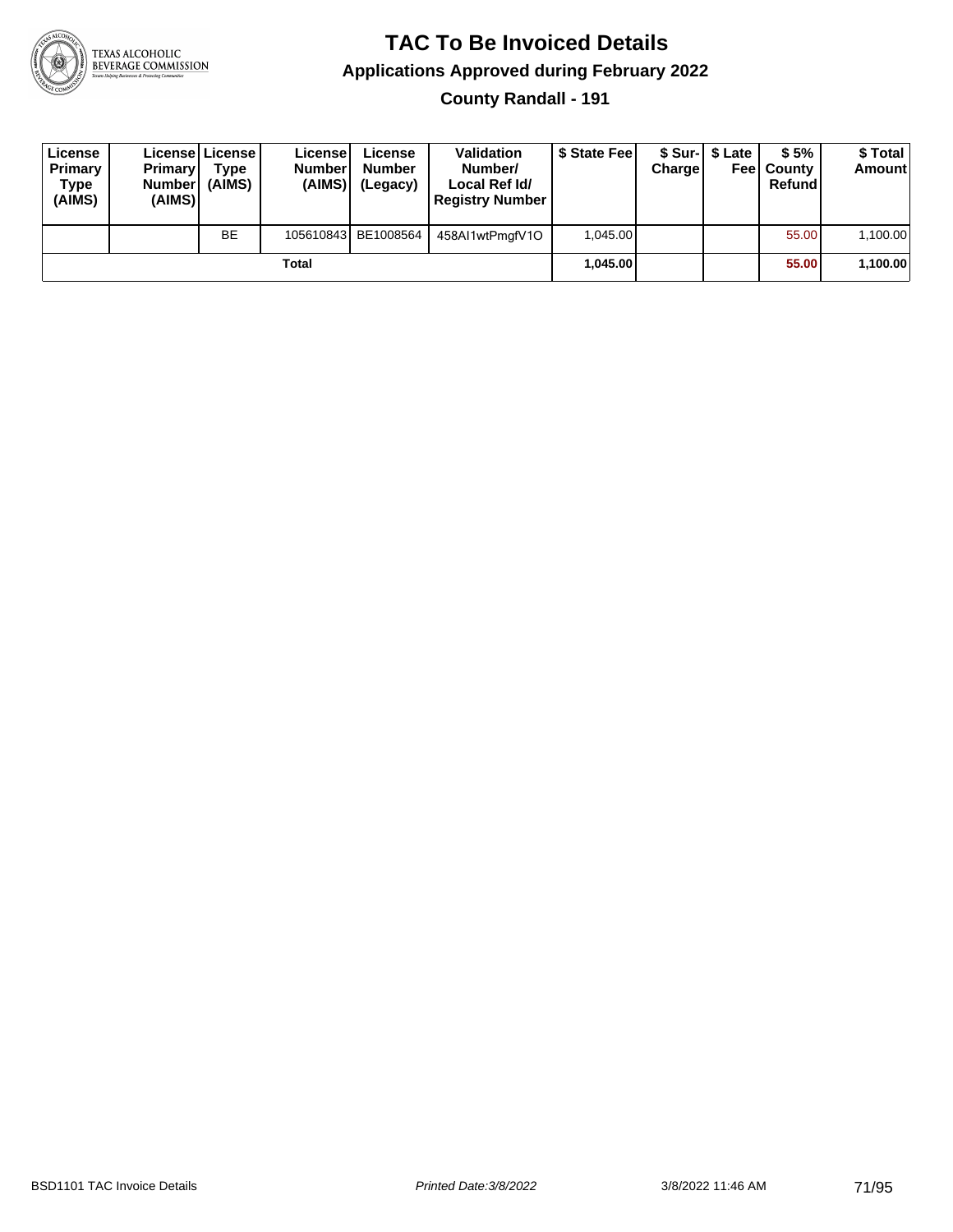# TAC To Be Invoiced Details

## Applications Approved during February 2022

### County Randall - 191

| License Primary Type (AIMS) | License Primary Number (AIMS) | License Type (AIMS) | License Number (AIMS) | License Number (Legacy) | Validation Number/ Local Ref Id/ Registry Number | $ State Fee | $ Sur-Charge | $ Late Fee | $ 5% County Refund | $ Total Amount |
|---|---|---|---|---|---|---|---|---|---|---|
| | | BE | 105610843 | BE1008564 | 458AI1wtPmgfV1O | 1,045.00 | | | 55.00 | 1,100.00 |
| | | | **Total** | | | **1,045.00** | | | **55.00** | **1,100.00** |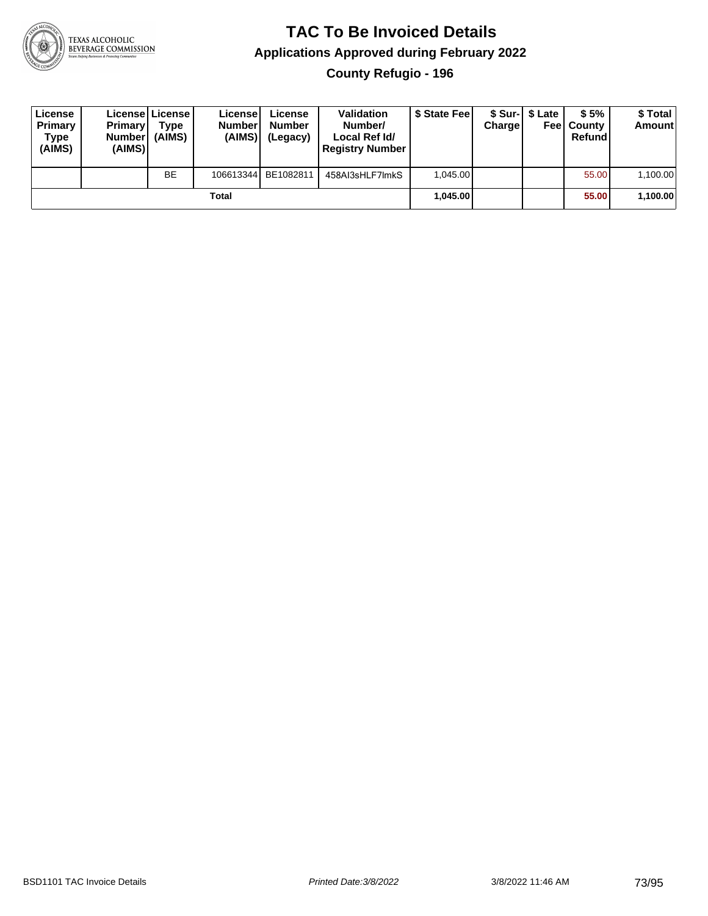# TAC To Be Invoiced Details

## Applications Approved during February 2022

### County Refugio - 196

| License Primary Type (AIMS) | License Primary Number (AIMS) | License Type (AIMS) | License Number (AIMS) | License Number (Legacy) | Validation Number/ Local Ref Id/ Registry Number | $ State Fee | $ Sur-Charge | $ Late Fee | $ 5% County Refund | $ Total Amount |
|---|---|---|---|---|---|---|---|---|---|---|
| | | BE | 106613344 | BE1082811 | 458AI3sHLF7lmkS | 1,045.00 | | | 55.00 | 1,100.00 |
| | | | Total | | | 1,045.00 | | | 55.00 | 1,100.00 |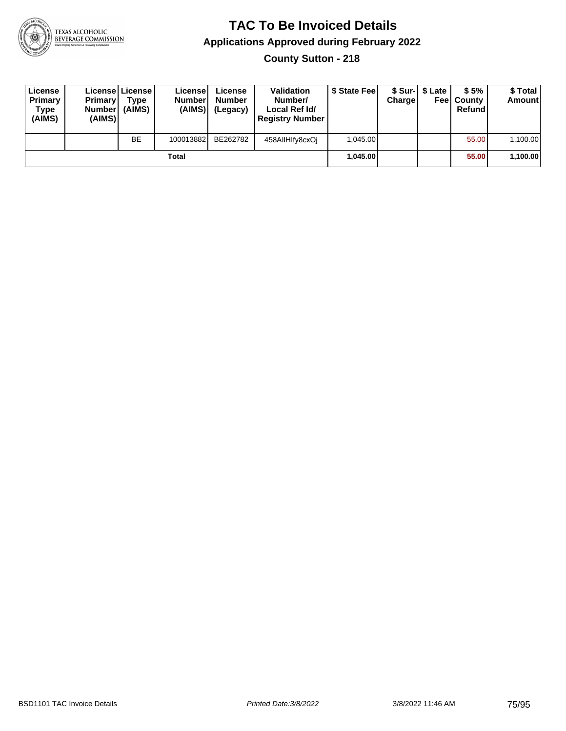# TAC To Be Invoiced Details

## Applications Approved during February 2022

### County Sutton - 218

| License Primary Type (AIMS) | License Primary Number (AIMS) | License Type (AIMS) | License Number (AIMS) | License Number (Legacy) | Validation Number/ Local Ref Id/ Registry Number | $ State Fee | $ Sur-Charge | $ Late Fee | $ 5% County Refund | $ Total Amount |
|---|---|---|---|---|---|---|---|---|---|---|
| | | BE | 100013882 | BE262782 | 458AllHIfy8cxOj | 1,045.00 | | | 55.00 | 1,100.00 |
| | | | Total | | | **1,045.00** | | | **55.00** | **1,100.00** |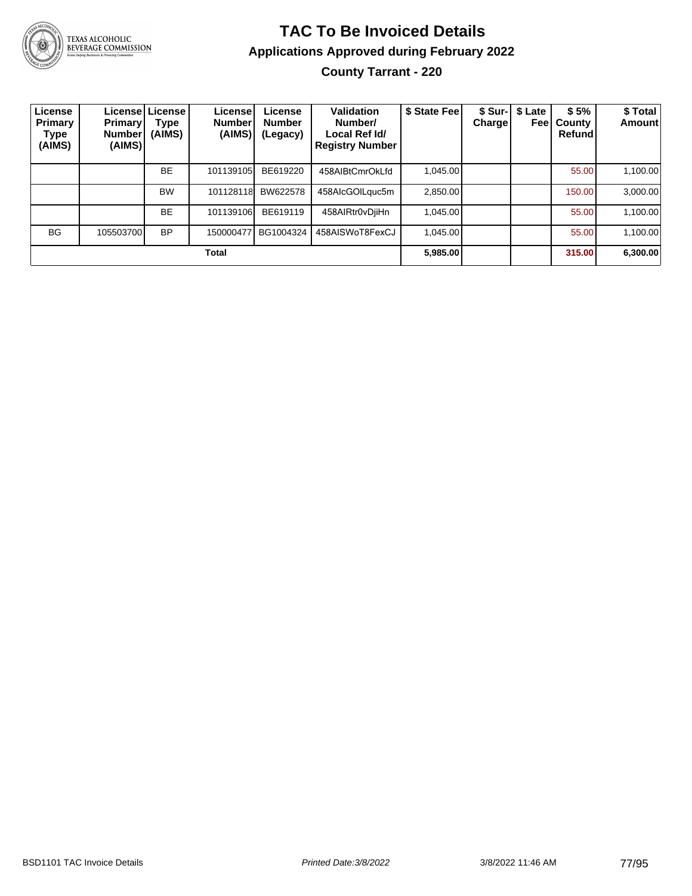# TAC To Be Invoiced Details

## Applications Approved during February 2022

### County Tarrant - 220

| License Primary Type (AIMS) | License Primary Number (AIMS) | License Type (AIMS) | License Number (AIMS) | License Number (Legacy) | Validation Number/ Local Ref Id/ Registry Number | $ State Fee | $ Sur-Charge | $ Late Fee | $ 5% County Refund | $ Total Amount |
|---|---|---|---|---|---|---|---|---|---|---|
| | | BE | 101139105 | BE619220 | 458AIBtCmrOkLfd | 1,045.00 | | | 55.00 | 1,100.00 |
| | | BW | 101128118 | BW622578 | 458AIcGOlLquc5m | 2,850.00 | | | 150.00 | 3,000.00 |
| | | BE | 101139106 | BE619119 | 458AIRtr0vDjiHn | 1,045.00 | | | 55.00 | 1,100.00 |
| BG | 105503700 | BP | 150000477 | BG1004324 | 458AISWoT8FexCJ | 1,045.00 | | | 55.00 | 1,100.00 |
| **Total** | | | | | | **5,985.00** | | | **315.00** | **6,300.00** |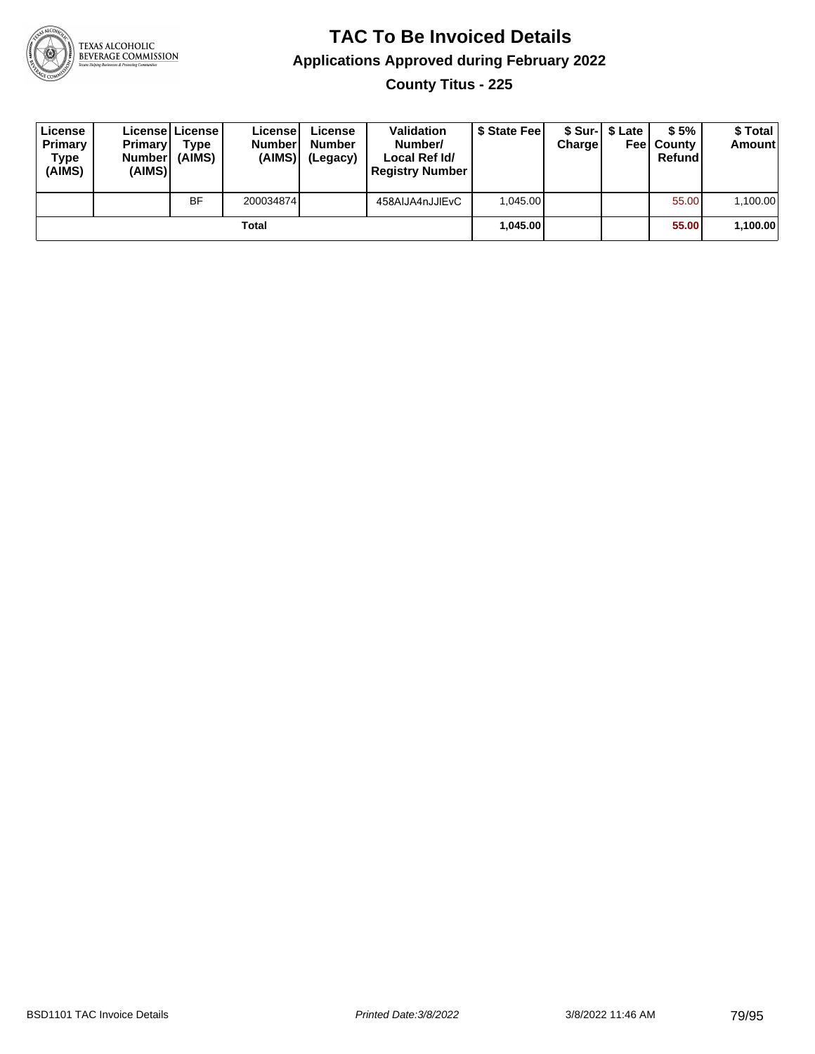# TAC To Be Invoiced Details

## Applications Approved during February 2022

### County Titus - 225

| License Primary Type (AIMS) | License Primary Number (AIMS) | License Type (AIMS) | License Number (AIMS) | License Number (Legacy) | Validation Number/ Local Ref Id/ Registry Number | $ State Fee | $ Sur-Charge | $ Late Fee | $ 5% County Refund | $ Total Amount |
|---|---|---|---|---|---|---|---|---|---|---|
| | | BF | 200034874 | | 458AIJA4nJJlEvC | 1,045.00 | | | 55.00 | 1,100.00 |
| | | | **Total** | | | **1,045.00** | | | **55.00** | **1,100.00** |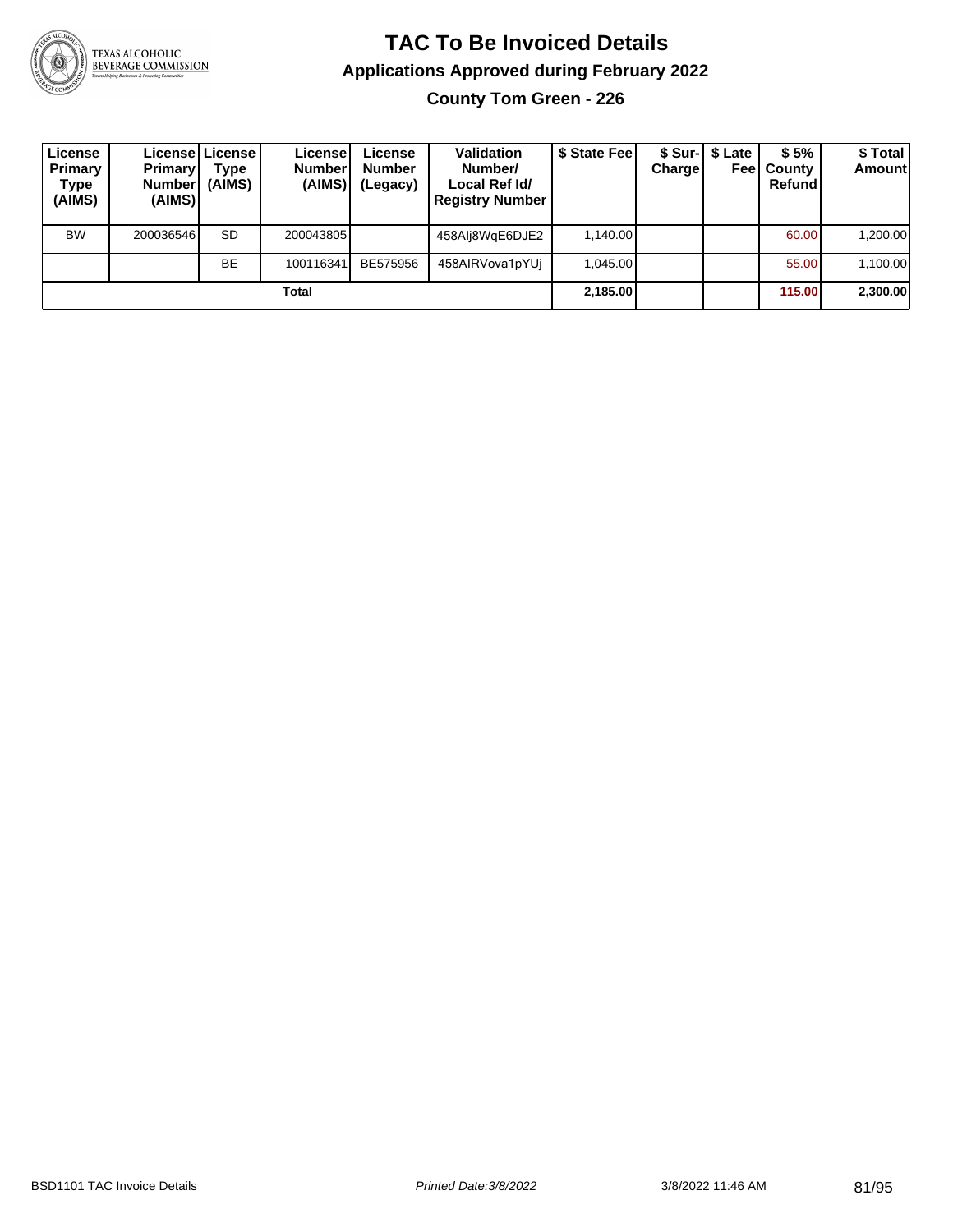# TAC To Be Invoiced Details

## Applications Approved during February 2022

### County Tom Green - 226

| License Primary Type (AIMS) | License Primary Number (AIMS) | License Type (AIMS) | License Number (AIMS) | License Number (Legacy) | Validation Number/ Local Ref Id/ Registry Number | $ State Fee | $ Sur-Charge | $ Late Fee | $ 5% County Refund | $ Total Amount |
|---|---|---|---|---|---|---|---|---|---|---|
| BW | 200036546 | SD | 200043805 | | 458Alj8WqE6DJE2 | 1,140.00 | | | 60.00 | 1,200.00 |
| | | BE | 100116341 | BE575956 | 458AIRVova1pYUj | 1,045.00 | | | 55.00 | 1,100.00 |
| **Total** | | | | | | **2,185.00** | | | **115.00** | **2,300.00** |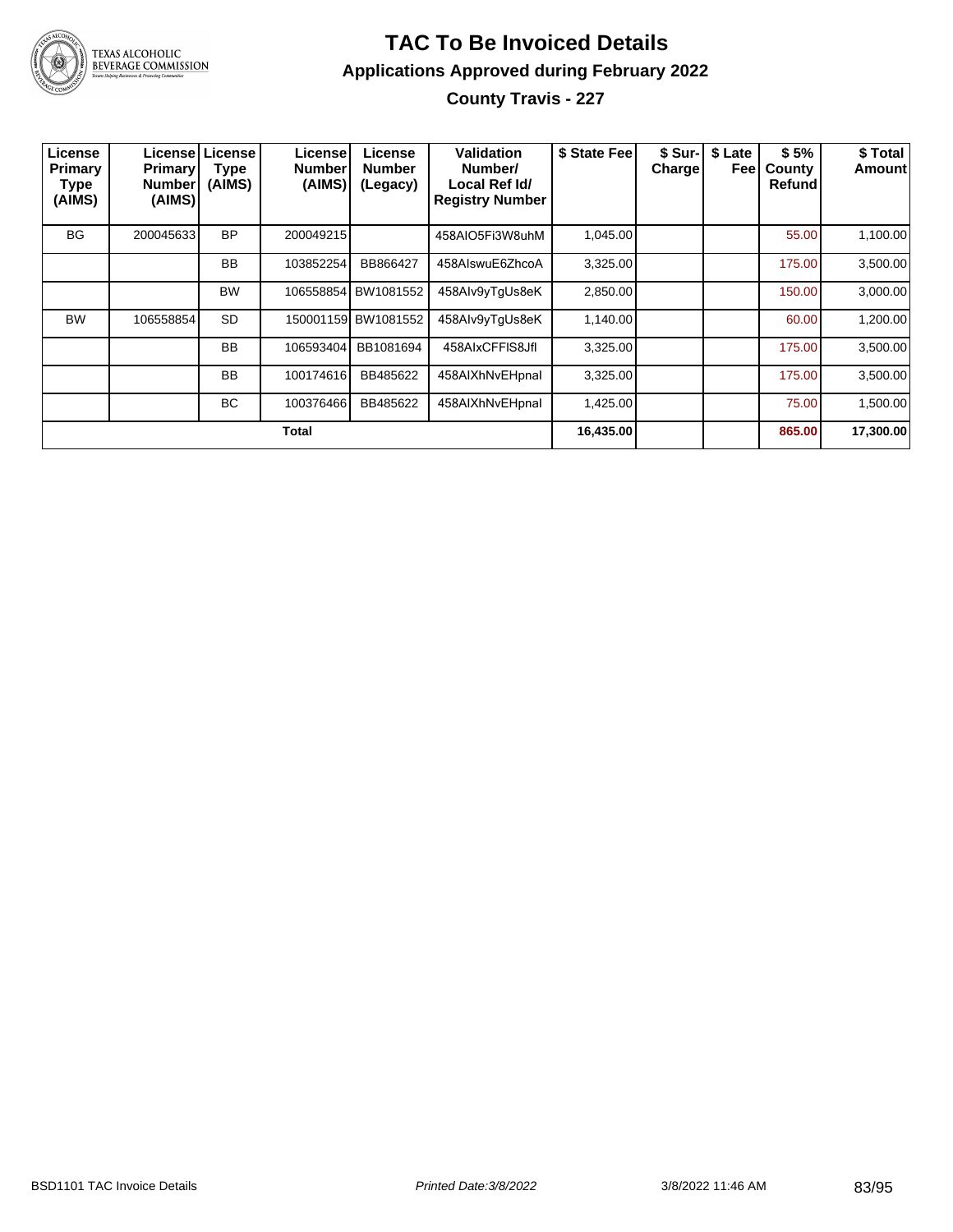# TAC To Be Invoiced Details

## Applications Approved during February 2022

### County Travis - 227

| License Primary Type (AIMS) | License Primary Number (AIMS) | License Type (AIMS) | License Number (AIMS) | License Number (Legacy) | Validation Number/ Local Ref Id/ Registry Number | $ State Fee | $ Sur-Charge | $ Late Fee | $ 5% County Refund | $ Total Amount |
|---|---|---|---|---|---|---|---|---|---|---|
| BG | 200045633 | BP | 200049215 | | 458AIO5Fi3W8uhM | 1,045.00 | | | 55.00 | 1,100.00 |
| | | BB | 103852254 | BB866427 | 458AIswuE6ZhcoA | 3,325.00 | | | 175.00 | 3,500.00 |
| | | BW | 106558854 | BW1081552 | 458AIv9yTgUs8eK | 2,850.00 | | | 150.00 | 3,000.00 |
| BW | 106558854 | SD | 150001159 | BW1081552 | 458AIv9yTgUs8eK | 1,140.00 | | | 60.00 | 1,200.00 |
| | | BB | 106593404 | BB1081694 | 458AIxCFFIS8Jfl | 3,325.00 | | | 175.00 | 3,500.00 |
| | | BB | 100174616 | BB485622 | 458AIXhNvEHpnal | 3,325.00 | | | 175.00 | 3,500.00 |
| | | BC | 100376466 | BB485622 | 458AIXhNvEHpnal | 1,425.00 | | | 75.00 | 1,500.00 |
| **Total** | | | | | | **16,435.00** | | | **865.00** | **17,300.00** |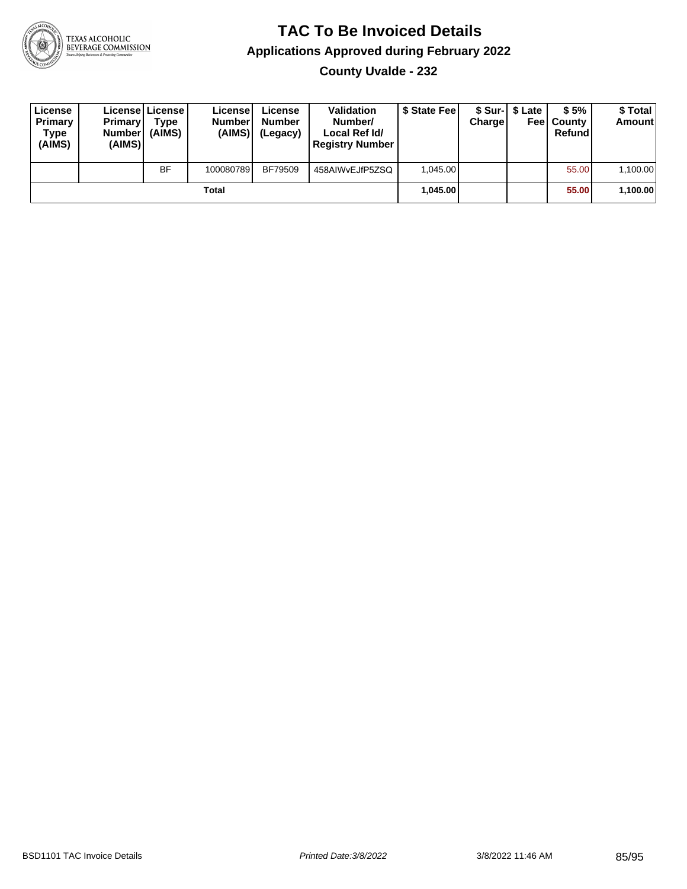# TAC To Be Invoiced Details

## Applications Approved during February 2022

### County Uvalde - 232

| License Primary Type (AIMS) | License Primary Number (AIMS) | License Type (AIMS) | License Number (AIMS) | License Number (Legacy) | Validation Number/ Local Ref Id/ Registry Number | $ State Fee | $ Sur-Charge | $ Late Fee | $ 5% County Refund | $ Total Amount |
|---|---|---|---|---|---|---|---|---|---|---|
| | | BF | 100080789 | BF79509 | 458AIWvEJfP5ZSQ | 1,045.00 | | | 55.00 | 1,100.00 |
| | | | Total | | | **1,045.00** | | | **55.00** | **1,100.00** |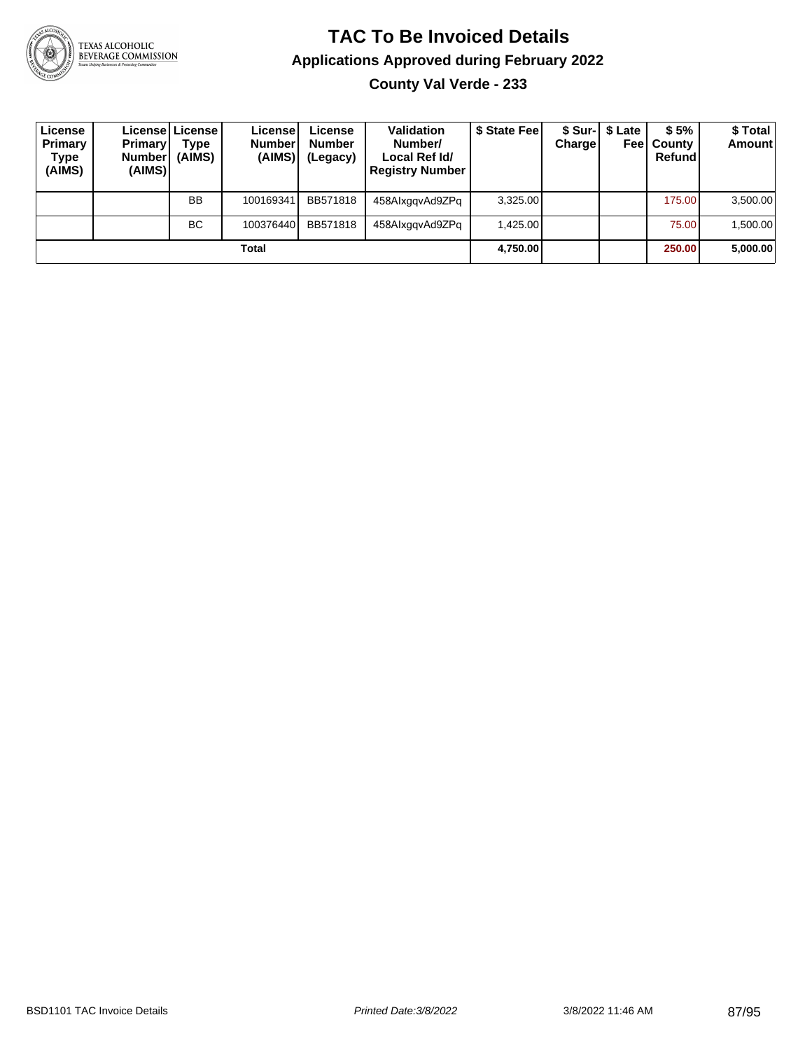# TAC To Be Invoiced Details

## Applications Approved during February 2022

### County Val Verde - 233

| License Primary Type (AIMS) | License Primary Number (AIMS) | License Type (AIMS) | License Number (AIMS) | License Number (Legacy) | Validation Number/ Local Ref Id/ Registry Number | $ State Fee | $ Sur-Charge | $ Late Fee | $ 5% County Refund | $ Total Amount |
|---|---|---|---|---|---|---|---|---|---|---|
| | | BB | 100169341 | BB571818 | 458AIxgqvAd9ZPq | 3,325.00 | | | 175.00 | 3,500.00 |
| | | BC | 100376440 | BB571818 | 458AIxgqvAd9ZPq | 1,425.00 | | | 75.00 | 1,500.00 |
| **Total** | | | | | | **4,750.00** | | | **250.00** | **5,000.00** |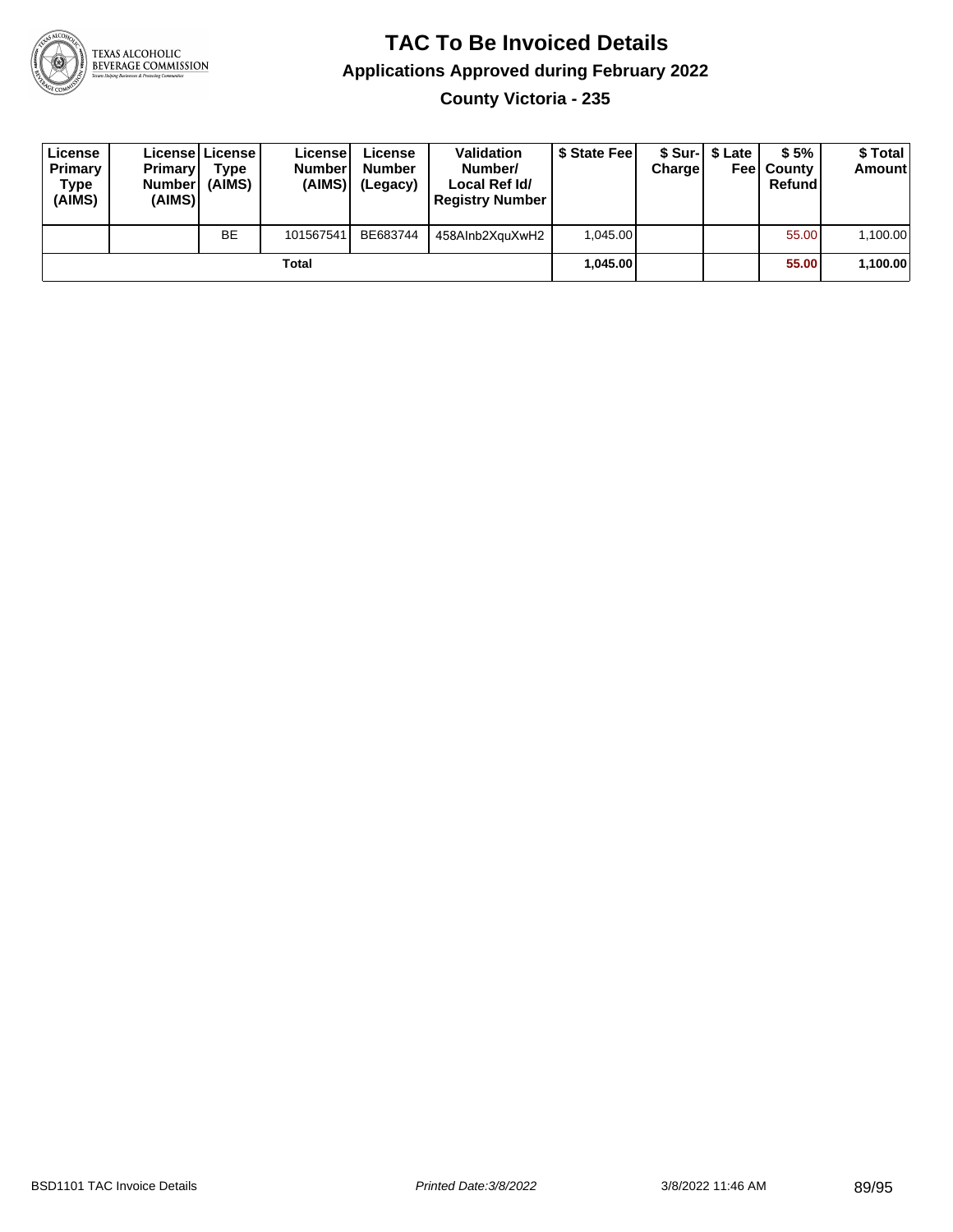# TAC To Be Invoiced Details

## Applications Approved during February 2022

### County Victoria - 235

| License Primary Type (AIMS) | License Primary Number (AIMS) | License Type (AIMS) | License Number (AIMS) | License Number (Legacy) | Validation Number/ Local Ref Id/ Registry Number | $ State Fee | $ Sur-Charge | $ Late Fee | $ 5% County Refund | $ Total Amount |
|---|---|---|---|---|---|---|---|---|---|---|
| | | BE | 101567541 | BE683744 | 458AInb2XquXwH2 | 1,045.00 | | | 55.00 | 1,100.00 |
| | | | Total | | | **1,045.00** | | | **55.00** | **1,100.00** |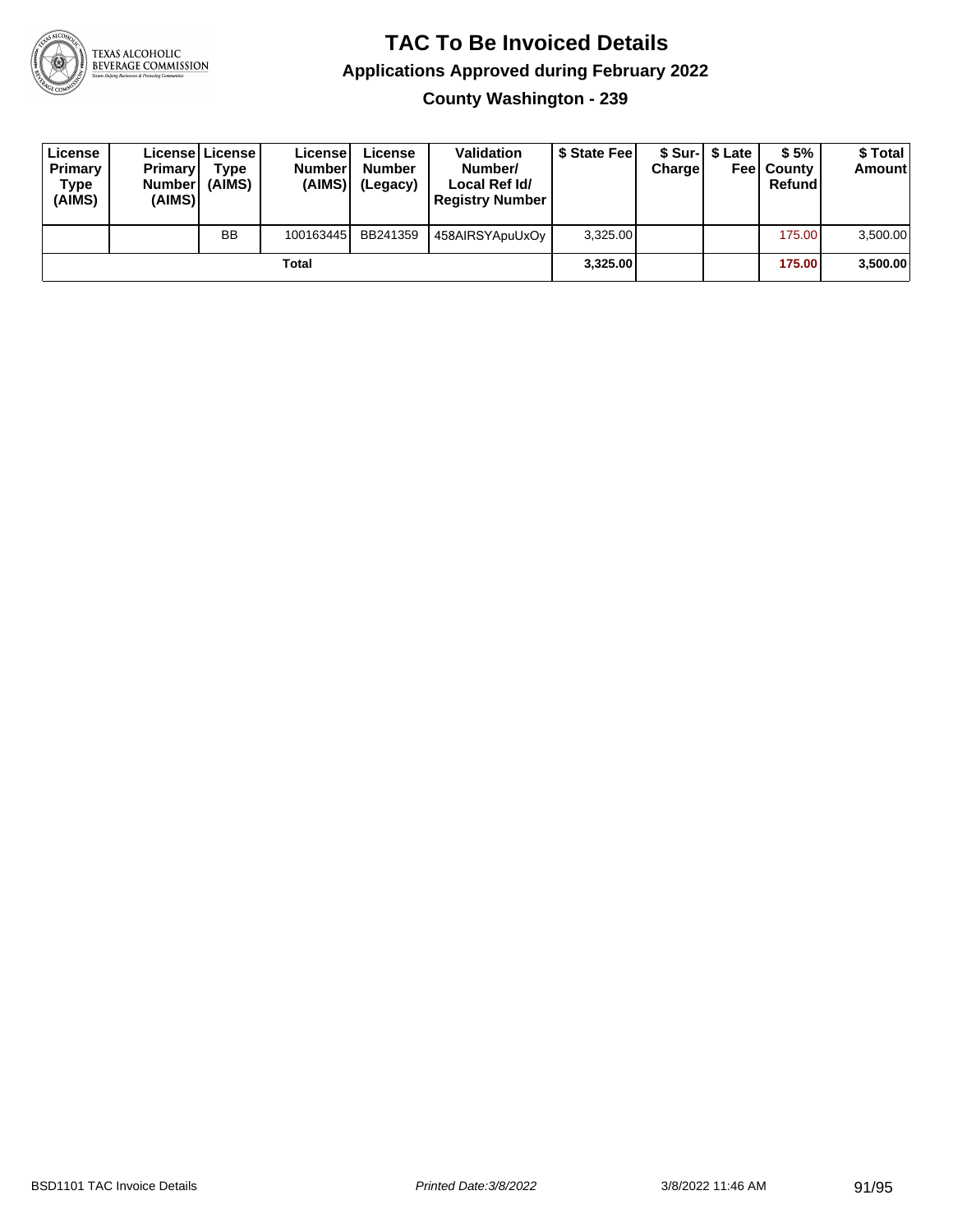# TAC To Be Invoiced Details

## Applications Approved during February 2022

### County Washington - 239

| License Primary Type (AIMS) | License Primary Number (AIMS) | License Type (AIMS) | License Number (AIMS) | License Number (Legacy) | Validation Number/ Local Ref Id/ Registry Number | $ State Fee | $ Sur-Charge | $ Late Fee | $ 5% County Refund | $ Total Amount |
|---|---|---|---|---|---|---|---|---|---|---|
| | | BB | 100163445 | BB241359 | 458AIRSYApuUxOy | 3,325.00 | | | 175.00 | 3,500.00 |
| | | | **Total** | | | **3,325.00** | | | **175.00** | **3,500.00** |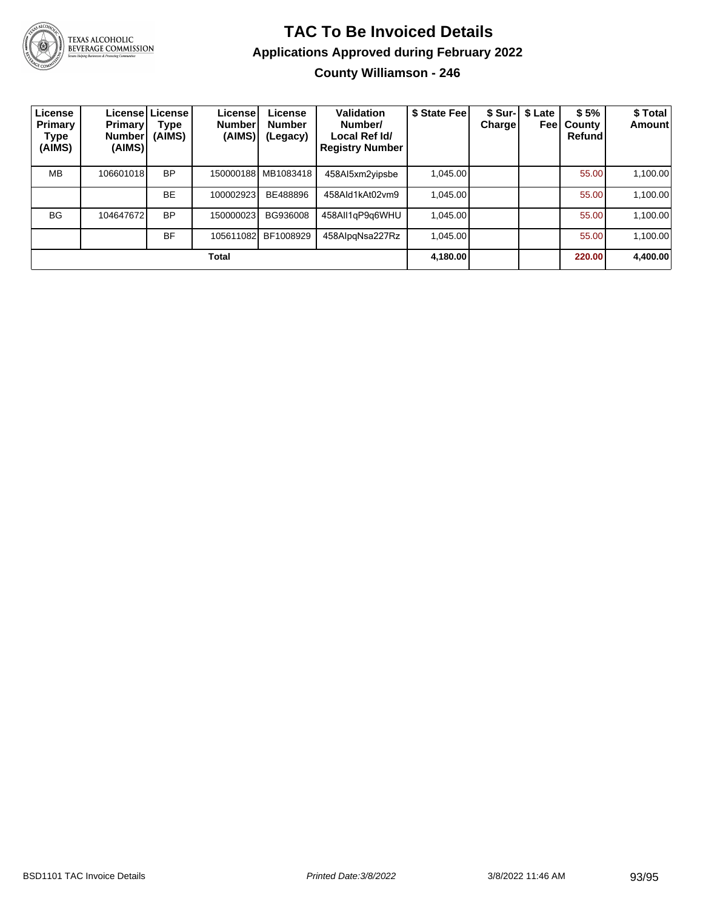# TAC To Be Invoiced Details

## Applications Approved during February 2022

### County Williamson - 246

| License Primary Type (AIMS) | License Primary Number (AIMS) | License Type (AIMS) | License Number (AIMS) | License Number (Legacy) | Validation Number/ Local Ref Id/ Registry Number | $ State Fee | $ Sur-Charge | $ Late Fee | $ 5% County Refund | $ Total Amount |
|---|---|---|---|---|---|---|---|---|---|---|
| MB | 106601018 | BP | 150000188 | MB1083418 | 458AI5xm2yipsbe | 1,045.00 | | | 55.00 | 1,100.00 |
| | | BE | 100002923 | BE488896 | 458AId1kAt02vm9 | 1,045.00 | | | 55.00 | 1,100.00 |
| BG | 104647672 | BP | 150000023 | BG936008 | 458AII1qP9q6WHU | 1,045.00 | | | 55.00 | 1,100.00 |
| | | BF | 105611082 | BF1008929 | 458AIpqNsa227Rz | 1,045.00 | | | 55.00 | 1,100.00 |
| **Total** | | | | | | **4,180.00** | | | **220.00** | **4,400.00** |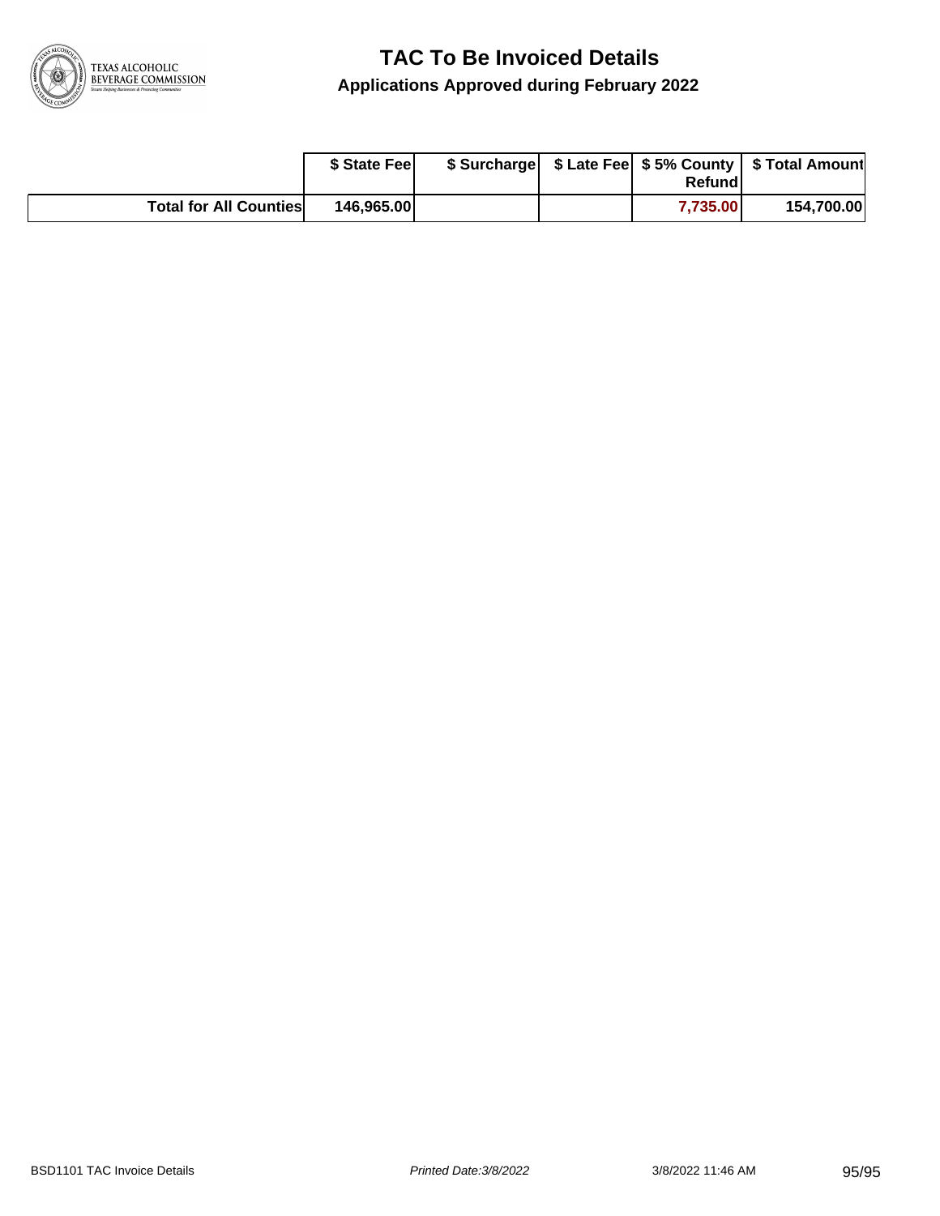# TAC To Be Invoiced Details

## Applications Approved during February 2022

| | $ State Fee | $ Surcharge | $ Late Fee | $ 5% County Refund | $ Total Amount |
|---|---|---|---|---|---|
| **Total for All Counties** | 146,965.00 | | | 7,735.00 | 154,700.00 |